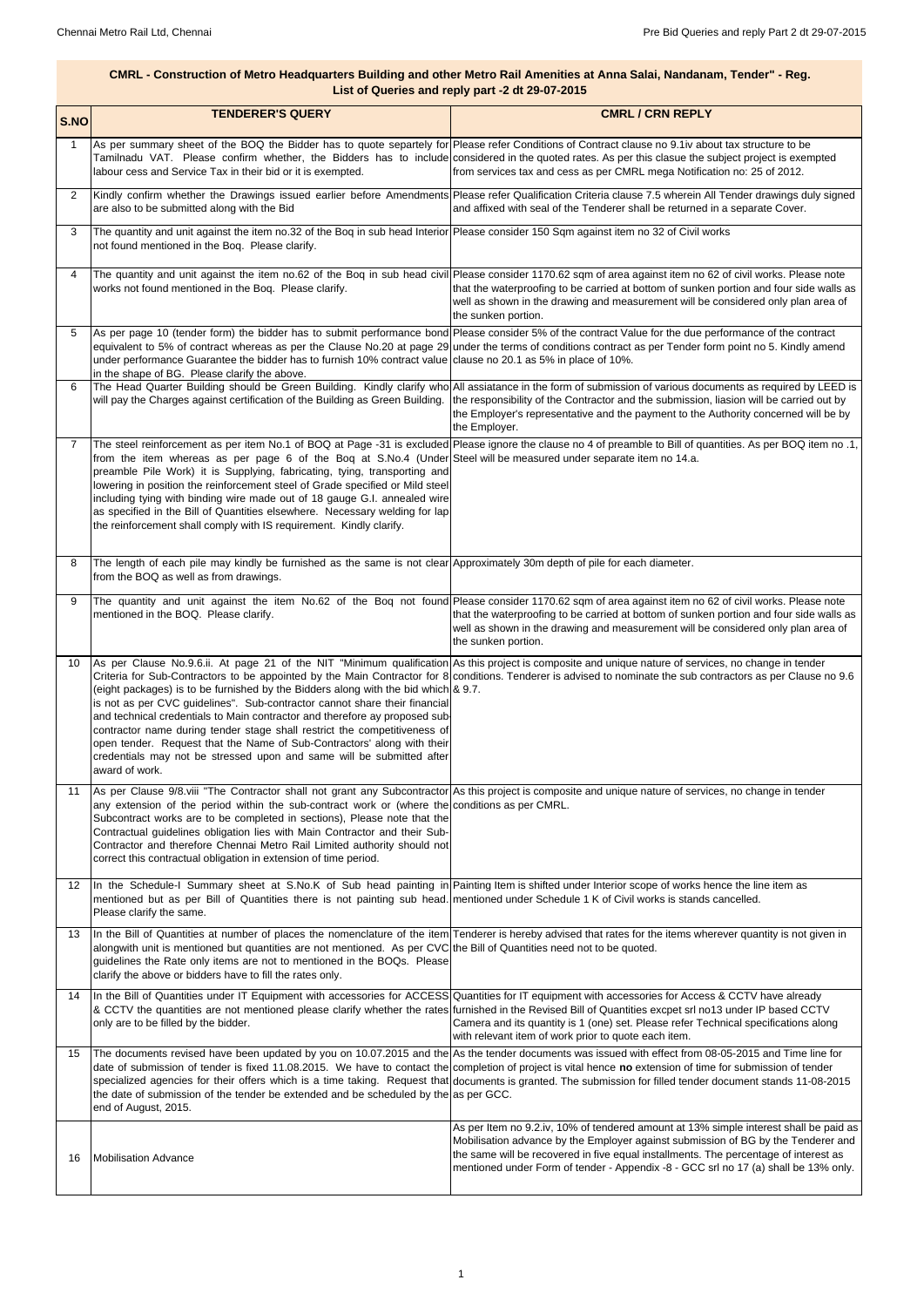**CMRL - Construction of Metro Headquarters Building and other Metro Rail Amenities at Anna Salai, Nandanam, Tender" - Reg.**
**List of Queries and reply part -2 dt 29-07-2015**

| S.NO | TENDERER'S QUERY | CMRL / CRN REPLY |
|---|---|---|
| 1 | As per summary sheet of the BOQ the Bidder has to quote separtely for Tamilnadu VAT. Please confirm whether, the Bidders has to include labour cess and Service Tax in their bid or it is exempted. | Please refer Conditions of Contract clause no 9.1iv about tax structure to be considered in the quoted rates. As per this clasue the subject project is exempted from services tax and cess as per CMRL mega Notification no: 25 of 2012. |
| 2 | Kindly confirm whether the Drawings issued earlier before Amendments are also to be submitted along with the Bid | Please refer Qualification Criteria clause 7.5 wherein All Tender drawings duly signed and affixed with seal of the Tenderer shall be returned in a separate Cover. |
| 3 | The quantity and unit against the item no.32 of the Boq in sub head Interior not found mentioned in the Boq. Please clarify. | Please consider 150 Sqm against item no 32 of Civil works |
| 4 | The quantity and unit against the item no.62 of the Boq in sub head civil works not found mentioned in the Boq. Please clarify. | Please consider 1170.62 sqm of area against item no 62 of civil works. Please note that the waterproofing to be carried at bottom of sunken portion and four side walls as well as shown in the drawing and measurement will be considered only plan area of the sunken portion. |
| 5 | As per page 10 (tender form) the bidder has to submit performance bond equivalent to 5% of the contract whereas as per the Clause No.20 at page 29 under performance Guarantee the bidder has to furnish 10% contract value in the shape of BG. Please clarify the above. | Please consider 5% of the contract Value for the due performance of the contract under the terms of conditions contract as per Tender form point no 5. Kindly amend clause no 20.1 as 5% in place of 10%. |
| 6 | The Head Quarter Building should be Green Building. Kindly clarify who will pay the Charges against certification of the Building as Green Building. | All assiatance in the form of submission of various documents as required by LEED is the responsibility of the Contractor and the submission, liasion will be carried out by the Employer's representative and the payment to the Authority concerned will be by the Employer. |
| 7 | The steel reinforcement as per item No.1 of BOQ at Page -31 is excluded from the item whereas as per page 6 of the Boq at S.No.4 (Under preamble Pile Work) it is Supplying, fabricating, tying, transporting and lowering in position the reinforcement steel of Grade specified or Mild steel including tying with binding wire made out of 18 gauge G.I. annealed wire as specified in the Bill of Quantities elsewhere. Necessary welding for lap the reinforcement shall comply with IS requirement. Kindly clarify. | Please ignore the clause no 4 of preamble to Bill of quantities. As per BOQ item no .1, Steel will be measured under separate item no 14.a. |
| 8 | The length of each pile may kindly be furnished as the same is not clear from the BOQ as well as from drawings. | Approximately 30m depth of pile for each diameter. |
| 9 | The quantity and unit against the item No.62 of the Boq not found mentioned in the BOQ. Please clarify. | Please consider 1170.62 sqm of area against item no 62 of civil works. Please note that the waterproofing to be carried at bottom of sunken portion and four side walls as well as shown in the drawing and measurement will be considered only plan area of the sunken portion. |
| 10 | As per Clause No.9.6.ii. At page 21 of the NIT "Minimum qualification Criteria for Sub-Contractors to be appointed by the Main Contractor for 8 (eight packages) is to be furnished by the Bidders along with the bid which is not as per CVC guidelines". Sub-contractor cannot share their financial and technical credentials to Main contractor and therefore ay proposed sub-contractor name during tender stage shall restrict the competitiveness of open tender. Request that the Name of Sub-Contractors' along with their credentials may not be stressed upon and same will be submitted after award of work. | As this project is composite and unique nature of services, no change in tender conditions. Tenderer is advised to nominate the sub contractors as per Clause no 9.6 & 9.7. |
| 11 | As per Clause 9/8.viii "The Contractor shall not grant any Subcontractor any extension of the period within the sub-contract work or (where the Subcontract works are to be completed in sections), Please note that the Contractual guidelines obligation lies with Main Contractor and their Sub-Contractor and therefore Chennai Metro Rail Limited authority should not correct this contractual obligation in extension of time period. | As this project is composite and unique nature of services, no change in tender conditions as per CMRL. |
| 12 | In the Schedule-I Summary sheet at S.No.K of Sub head painting in mentioned but as per Bill of Quantities there is not painting sub head. Please clarify the same. | Painting Item is shifted under Interior scope of works hence the line item as mentioned under Schedule 1 K of Civil works is stands cancelled. |
| 13 | In the Bill of Quantities at number of places the nomenclature of the item alongwith unit is mentioned but quantities are not mentioned. As per CVC guidelines the Rate only items are not to mentioned in the BOQs. Please clarify the above or bidders have to fill the rates only. | Tenderer is hereby advised that rates for the items wherever quantity is not given in the Bill of Quantities need not to be quoted. |
| 14 | In the Bill of Quantities under IT Equipment with accessories for ACCESS & CCTV the quantities are not mentioned please clarify whether the rates only are to be filled by the bidder. | Quantities for IT equipment with accessories for Access & CCTV have already furnished in the Revised Bill of Quantities excpet srl no13 under IP based CCTV Camera and its quantity is 1 (one) set. Please refer Technical specifications along with relevant item of work prior to quote each item. |
| 15 | The documents revised have been updated by you on 10.07.2015 and the date of submission of tender is fixed 11.08.2015. We have to contact the specialized agencies for their offers which is a time taking. Request that the date of submission of the tender be extended and be scheduled by the end of August, 2015. | As the tender documents was issued with effect from 08-05-2015 and Time line for completion of project is vital hence **no** extension of time for submission of tender documents is granted. The submission for filled tender document stands 11-08-2015 as per GCC. |
| 16 | Mobilisation Advance | As per Item no 9.2.iv, 10% of tendered amount at 13% simple interest shall be paid as Mobilisation advance by the Employer against submission of BG by the Tenderer and the same will be recovered in five equal installments. The percentage of interest as mentioned under Form of tender - Appendix -8 - GCC srl no 17 (a) shall be 13% only. |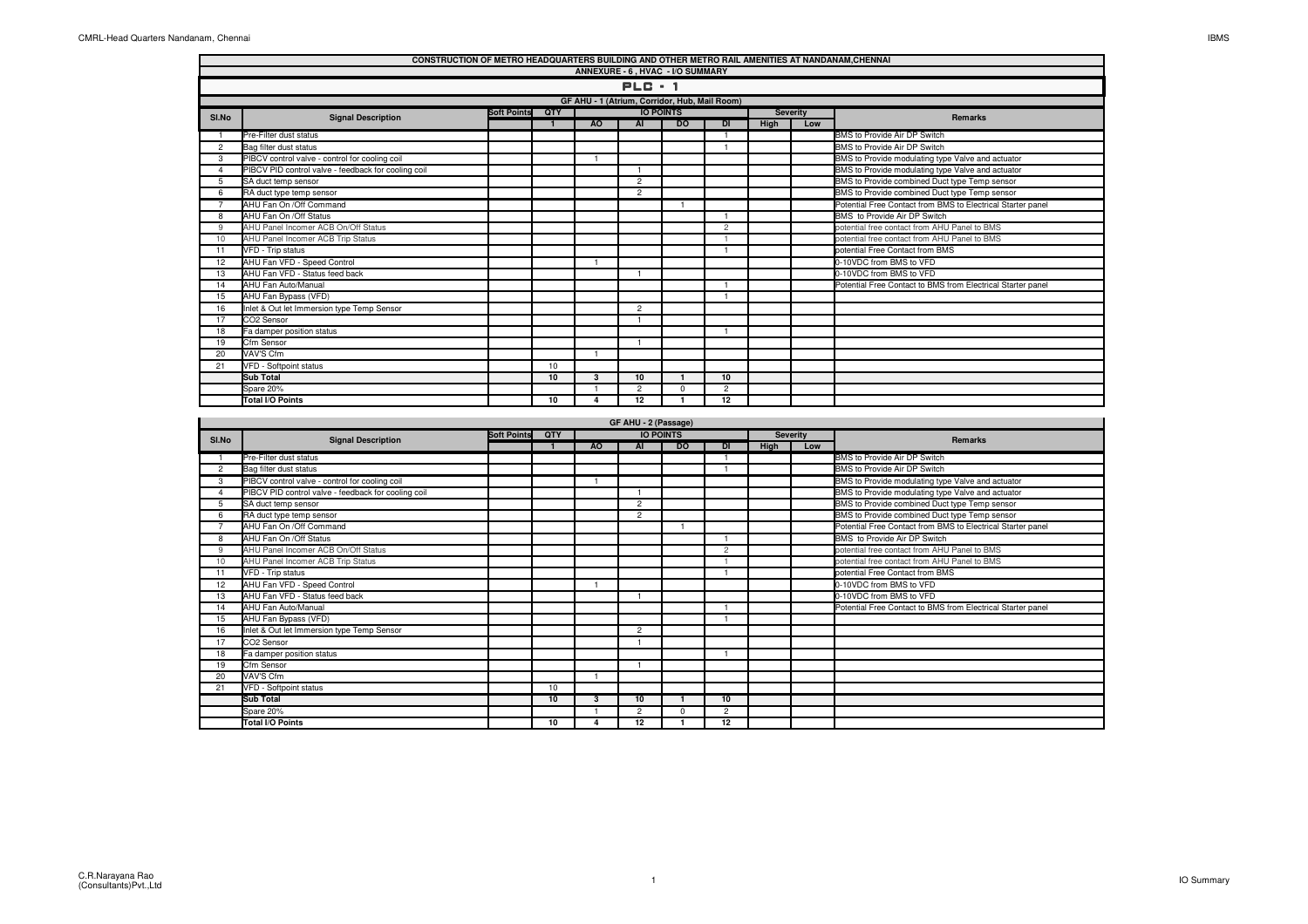## CONSTRUCTION OF METRO HEADQUARTERS BUILDING AND OTHER METRO RAIL AMENITIES AT NANDANAM,CHENNAI

### ANNEXURE - 6 , HVAC - I/O SUMMARY

### PLC - 1

#### GF AHU - 1 (Atrium, Corridor, Hub, Mail Room)

| Sl.No | Signal Description | Soft Points | QTY | IO POINTS | | | | Severity | | Remarks |
|---|---|---|---|---|---|---|---|---|---|---|
| | | | 1 | AO | AI | DO | DI | High | Low | |
| 1 | Pre-Filter dust status | | | | | | 1 | | | BMS to Provide Air DP Switch |
| 2 | Bag filter dust status | | | | | | 1 | | | BMS to Provide Air DP Switch |
| 3 | PIBCV control valve - control for cooling coil | | | 1 | | | | | | BMS to Provide modulating type Valve and actuator |
| 4 | PIBCV PID control valve - feedback for cooling coil | | | | 1 | | | | | BMS to Provide modulating type Valve and actuator |
| 5 | SA duct temp sensor | | | | 2 | | | | | BMS to Provide combined Duct type Temp sensor |
| 6 | RA duct type temp sensor | | | | 2 | | | | | BMS to Provide combined Duct type Temp sensor |
| 7 | AHU Fan On /Off Command | | | | | 1 | | | | Potential Free Contact from BMS to Electrical Starter panel |
| 8 | AHU Fan On /Off Status | | | | | | 1 | | | BMS to Provide Air DP Switch |
| 9 | AHU Panel Incomer ACB On/Off Status | | | | | | 2 | | | potential free contact from AHU Panel to BMS |
| 10 | AHU Panel Incomer ACB Trip Status | | | | | | 1 | | | potential free contact from AHU Panel to BMS |
| 11 | VFD - Trip status | | | | | | 1 | | | potential Free Contact from BMS |
| 12 | AHU Fan VFD - Speed Control | | | 1 | | | | | | 0-10VDC from BMS to VFD |
| 13 | AHU Fan VFD - Status feed back | | | | 1 | | | | | 0-10VDC from BMS to VFD |
| 14 | AHU Fan Auto/Manual | | | | | | 1 | | | Potential Free Contact to BMS from Electrical Starter panel |
| 15 | AHU Fan Bypass (VFD) | | | | | | 1 | | | |
| 16 | Inlet & Out let Immersion type Temp Sensor | | | | 2 | | | | | |
| 17 | CO2 Sensor | | | | 1 | | | | | |
| 18 | Fa damper position status | | | | | | 1 | | | |
| 19 | Cfm Sensor | | | | 1 | | | | | |
| 20 | VAV'S Cfm | | | 1 | | | | | | |
| 21 | VFD - Softpoint status | | 10 | | | | | | | |
| | **Sub Total** | | **10** | **3** | **10** | **1** | **10** | | | |
| | Spare 20% | | | 1 | 2 | 0 | 2 | | | |
| | **Total I/O Points** | | **10** | **4** | **12** | **1** | **12** | | | |

#### GF AHU - 2 (Passage)

| Sl.No | Signal Description | Soft Points | QTY | IO POINTS | | | | Severity | | Remarks |
|---|---|---|---|---|---|---|---|---|---|---|
| | | | 1 | AO | AI | DO | DI | High | Low | |
| 1 | Pre-Filter dust status | | | | | | 1 | | | BMS to Provide Air DP Switch |
| 2 | Bag filter dust status | | | | | | 1 | | | BMS to Provide Air DP Switch |
| 3 | PIBCV control valve - control for cooling coil | | | 1 | | | | | | BMS to Provide modulating type Valve and actuator |
| 4 | PIBCV PID control valve - feedback for cooling coil | | | | 1 | | | | | BMS to Provide modulating type Valve and actuator |
| 5 | SA duct temp sensor | | | | 2 | | | | | BMS to Provide combined Duct type Temp sensor |
| 6 | RA duct type temp sensor | | | | 2 | | | | | BMS to Provide combined Duct type Temp sensor |
| 7 | AHU Fan On /Off Command | | | | | 1 | | | | Potential Free Contact from BMS to Electrical Starter panel |
| 8 | AHU Fan On /Off Status | | | | | | 1 | | | BMS to Provide Air DP Switch |
| 9 | AHU Panel Incomer ACB On/Off Status | | | | | | 2 | | | potential free contact from AHU Panel to BMS |
| 10 | AHU Panel Incomer ACB Trip Status | | | | | | 1 | | | potential free contact from AHU Panel to BMS |
| 11 | VFD - Trip status | | | | | | 1 | | | potential Free Contact from BMS |
| 12 | AHU Fan VFD - Speed Control | | | 1 | | | | | | 0-10VDC from BMS to VFD |
| 13 | AHU Fan VFD - Status feed back | | | | 1 | | | | | 0-10VDC from BMS to VFD |
| 14 | AHU Fan Auto/Manual | | | | | | 1 | | | Potential Free Contact to BMS from Electrical Starter panel |
| 15 | AHU Fan Bypass (VFD) | | | | | | 1 | | | |
| 16 | Inlet & Out let Immersion type Temp Sensor | | | | 2 | | | | | |
| 17 | CO2 Sensor | | | | 1 | | | | | |
| 18 | Fa damper position status | | | | | | 1 | | | |
| 19 | Cfm Sensor | | | | 1 | | | | | |
| 20 | VAV'S Cfm | | | 1 | | | | | | |
| 21 | VFD - Softpoint status | | 10 | | | | | | | |
| | **Sub Total** | | **10** | **3** | **10** | **1** | **10** | | | |
| | Spare 20% | | | 1 | 2 | 0 | 2 | | | |
| | **Total I/O Points** | | **10** | **4** | **12** | **1** | **12** | | | |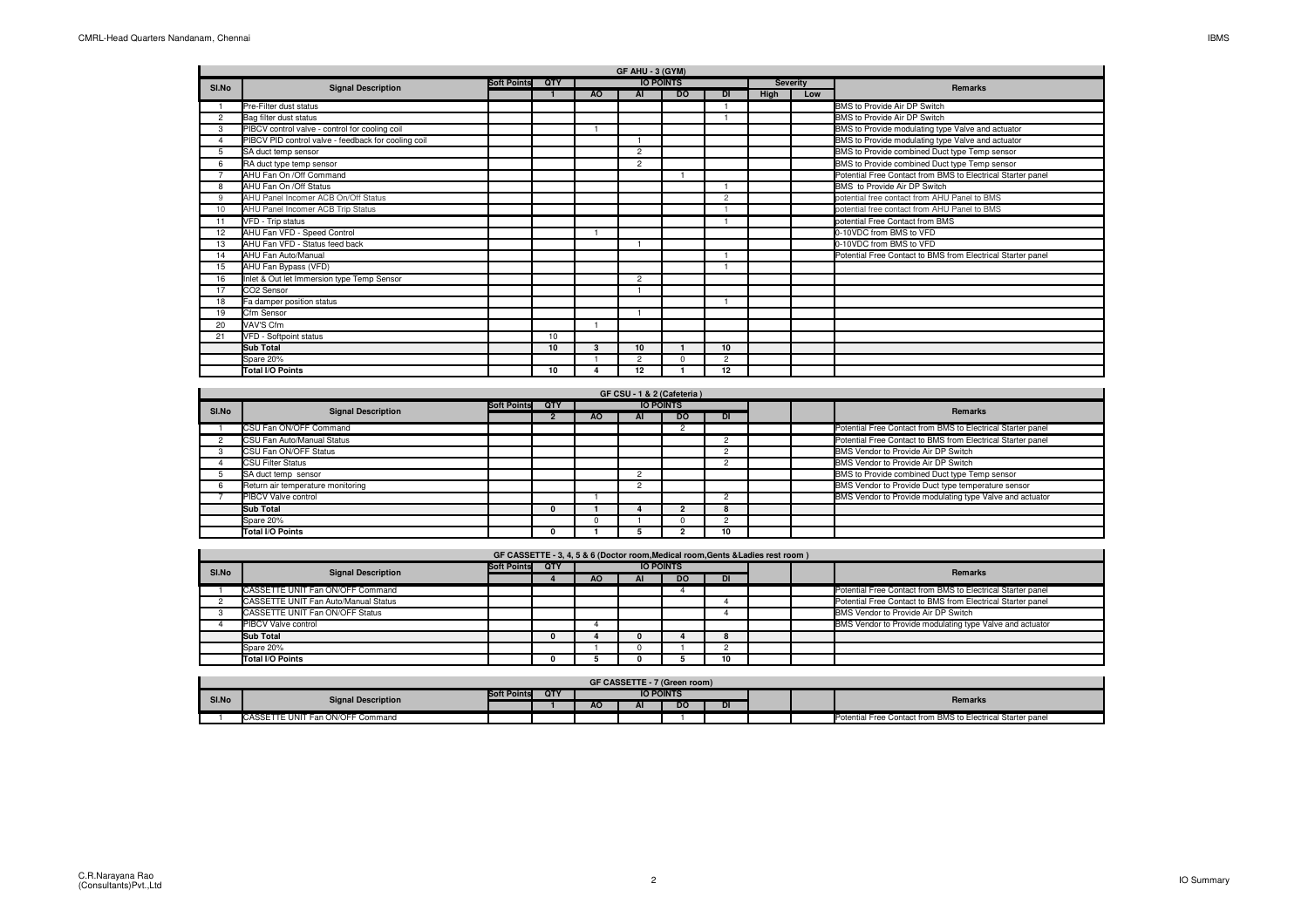| GF AHU - 3 (GYM) | | | | | | | | | | |
|---|---|---|---|---|---|---|---|---|---|---|
| Sl.No | Signal Description | Soft Points | QTY | IO POINTS | | | | Severity | | Remarks |
| | | | 1 | AO | AI | DO | DI | High | Low | |
| 1 | Pre-Filter dust status | | | | | | 1 | | | BMS to Provide Air DP Switch |
| 2 | Bag filter dust status | | | | | | 1 | | | BMS to Provide Air DP Switch |
| 3 | PIBCV control valve - control for cooling coil | | | 1 | | | | | | BMS to Provide modulating type Valve and actuator |
| 4 | PIBCV PID control valve - feedback for cooling coil | | | | 1 | | | | | BMS to Provide modulating type Valve and actuator |
| 5 | SA duct temp sensor | | | | 2 | | | | | BMS to Provide combined Duct type Temp sensor |
| 6 | RA duct type temp sensor | | | | 2 | | | | | BMS to Provide combined Duct type Temp sensor |
| 7 | AHU Fan On /Off Command | | | | | 1 | | | | Potential Free Contact from BMS to Electrical Starter panel |
| 8 | AHU Fan On /Off Status | | | | | | 1 | | | BMS to Provide Air DP Switch |
| 9 | AHU Panel Incomer ACB On/Off Status | | | | | | 2 | | | potential free contact from AHU Panel to BMS |
| 10 | AHU Panel Incomer ACB Trip Status | | | | | | 1 | | | potential free contact from AHU Panel to BMS |
| 11 | VFD - Trip status | | | | | | 1 | | | potential Free Contact from BMS |
| 12 | AHU Fan VFD - Speed Control | | | 1 | | | | | | 0-10VDC from BMS to VFD |
| 13 | AHU Fan VFD - Status feed back | | | | 1 | | | | | 0-10VDC from BMS to VFD |
| 14 | AHU Fan Auto/Manual | | | | | | 1 | | | Potential Free Contact to BMS from Electrical Starter panel |
| 15 | AHU Fan Bypass (VFD) | | | | | | 1 | | | |
| 16 | Inlet & Out let Immersion type Temp Sensor | | | | 2 | | | | | |
| 17 | CO2 Sensor | | | | 1 | | | | | |
| 18 | Fa damper position status | | | | | | 1 | | | |
| 19 | Cfm Sensor | | | | 1 | | | | | |
| 20 | VAV'S Cfm | | | 1 | | | | | | |
| 21 | VFD - Softpoint status | | 10 | | | | | | | |
| | **Sub Total** | | **10** | **3** | **10** | **1** | **10** | | | |
| | Spare 20% | | | 1 | 2 | 0 | 2 | | | |
| | **Total I/O Points** | | **10** | **4** | **12** | **1** | **12** | | | |

| GF CSU - 1 & 2 (Cafeteria ) | | | | | | | | | | |
|---|---|---|---|---|---|---|---|---|---|---|
| Sl.No | Signal Description | Soft Points | QTY | IO POINTS | | | | | | Remarks |
| | | | 2 | AO | AI | DO | DI | | | |
| 1 | CSU Fan ON/OFF Command | | | | | 2 | | | | Potential Free Contact from BMS to Electrical Starter panel |
| 2 | CSU Fan Auto/Manual Status | | | | | | 2 | | | Potential Free Contact to BMS from Electrical Starter panel |
| 3 | CSU Fan ON/OFF Status | | | | | | 2 | | | BMS Vendor to Provide Air DP Switch |
| 4 | CSU Filter Status | | | | | | 2 | | | BMS Vendor to Provide Air DP Switch |
| 5 | SA duct temp sensor | | | | 2 | | | | | BMS to Provide combined Duct type Temp sensor |
| 6 | Return air temperature monitoring | | | | 2 | | | | | BMS Vendor to Provide Duct type temperature sensor |
| 7 | PIBCV Valve control | | | 1 | | | 2 | | | BMS Vendor to Provide modulating type Valve and actuator |
| | **Sub Total** | | **0** | **1** | **4** | **2** | **8** | | | |
| | Spare 20% | | | 0 | 1 | 0 | 2 | | | |
| | **Total I/O Points** | | **0** | **1** | **5** | **2** | **10** | | | |

| GF CASSETTE - 3, 4, 5 & 6 (Doctor room,Medical room,Gents &Ladies rest room ) | | | | | | | | | | |
|---|---|---|---|---|---|---|---|---|---|---|
| Sl.No | Signal Description | Soft Points | QTY | IO POINTS | | | | | | Remarks |
| | | | 4 | AO | AI | DO | DI | | | |
| 1 | CASSETTE UNIT Fan ON/OFF Command | | | | | 4 | | | | Potential Free Contact from BMS to Electrical Starter panel |
| 2 | CASSETTE UNIT Fan Auto/Manual Status | | | | | | 4 | | | Potential Free Contact to BMS from Electrical Starter panel |
| 3 | CASSETTE UNIT Fan ON/OFF Status | | | | | | 4 | | | BMS Vendor to Provide Air DP Switch |
| 4 | PIBCV Valve control | | | 4 | | | | | | BMS Vendor to Provide modulating type Valve and actuator |
| | **Sub Total** | | **0** | **4** | **0** | **4** | **8** | | | |
| | Spare 20% | | | 1 | 0 | 1 | 2 | | | |
| | **Total I/O Points** | | **0** | **5** | **0** | **5** | **10** | | | |

| GF CASSETTE - 7 (Green room) | | | | | | | | | | |
|---|---|---|---|---|---|---|---|---|---|---|
| Sl.No | Signal Description | Soft Points | QTY | IO POINTS | | | | | | Remarks |
| | | | 1 | AO | AI | DO | DI | | | |
| 1 | CASSETTE UNIT Fan ON/OFF Command | | | | | 1 | | | | Potential Free Contact from BMS to Electrical Starter panel |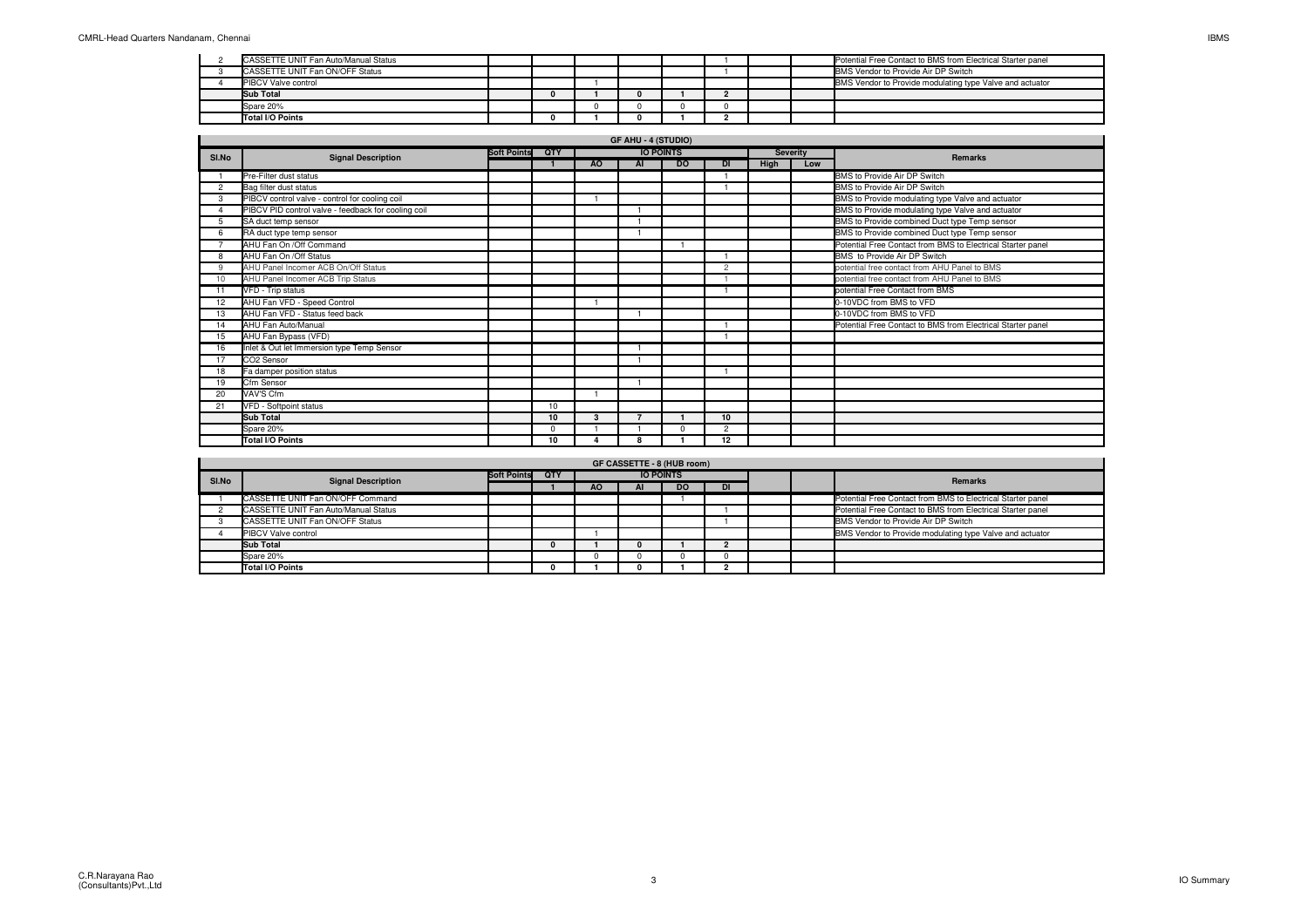| Sl.No | Signal Description | Soft Points | QTY | AO | AI | DO | DI | | | Remarks |
|---|---|---|---|---|---|---|---|---|---|---|
| 2 | CASSETTE UNIT Fan Auto/Manual Status | | | | | | 1 | | | Potential Free Contact to BMS from Electrical Starter panel |
| 3 | CASSETTE UNIT Fan ON/OFF Status | | | | | | 1 | | | BMS Vendor to Provide Air DP Switch |
| 4 | PIBCV Valve control | | | 1 | | | | | | BMS Vendor to Provide modulating type Valve and actuator |
| | **Sub Total** | | **0** | **1** | **0** | **1** | **2** | | | |
| | Spare 20% | | | 0 | 0 | 0 | 0 | | | |
| | **Total I/O Points** | | **0** | **1** | **0** | **1** | **2** | | | |

**GF AHU - 4 (STUDIO)**

| Sl.No | Signal Description | Soft Points | QTY | IO POINTS | | | | Severity | | Remarks |
|---|---|---|---|---|---|---|---|---|---|---|
| | | | 1 | AO | AI | DO | DI | High | Low | |
| 1 | Pre-Filter dust status | | | | | | 1 | | | BMS to Provide Air DP Switch |
| 2 | Bag filter dust status | | | | | | 1 | | | BMS to Provide Air DP Switch |
| 3 | PIBCV control valve - control for cooling coil | | | 1 | | | | | | BMS to Provide modulating type Valve and actuator |
| 4 | PIBCV PID control valve - feedback for cooling coil | | | | 1 | | | | | BMS to Provide modulating type Valve and actuator |
| 5 | SA duct temp sensor | | | | 1 | | | | | BMS to Provide combined Duct type Temp sensor |
| 6 | RA duct type temp sensor | | | | 1 | | | | | BMS to Provide combined Duct type Temp sensor |
| 7 | AHU Fan On /Off Command | | | | | 1 | | | | Potential Free Contact from BMS to Electrical Starter panel |
| 8 | AHU Fan On /Off Status | | | | | | 1 | | | BMS to Provide Air DP Switch |
| 9 | AHU Panel Incomer ACB On/Off Status | | | | | | 2 | | | potential free contact from AHU Panel to BMS |
| 10 | AHU Panel Incomer ACB Trip Status | | | | | | 1 | | | potential free contact from AHU Panel to BMS |
| 11 | VFD - Trip status | | | | | | 1 | | | potential Free Contact from BMS |
| 12 | AHU Fan VFD - Speed Control | | | 1 | | | | | | 0-10VDC from BMS to VFD |
| 13 | AHU Fan VFD - Status feed back | | | | 1 | | | | | 0-10VDC from BMS to VFD |
| 14 | AHU Fan Auto/Manual | | | | | | 1 | | | Potential Free Contact to BMS from Electrical Starter panel |
| 15 | AHU Fan Bypass (VFD) | | | | | | 1 | | | |
| 16 | Inlet & Out let Immersion type Temp Sensor | | | | 1 | | | | | |
| 17 | CO2 Sensor | | | | 1 | | | | | |
| 18 | Fa damper position status | | | | | | 1 | | | |
| 19 | Cfm Sensor | | | | 1 | | | | | |
| 20 | VAV'S Cfm | | | 1 | | | | | | |
| 21 | VFD - Softpoint status | | 10 | | | | | | | |
| | **Sub Total** | | **10** | **3** | **7** | **1** | **10** | | | |
| | Spare 20% | | 0 | 1 | 1 | 0 | 2 | | | |
| | **Total I/O Points** | | **10** | **4** | **8** | **1** | **12** | | | |

**GF CASSETTE - 8 (HUB room)**

| Sl.No | Signal Description | Soft Points | QTY | IO POINTS | | | | | | Remarks |
|---|---|---|---|---|---|---|---|---|---|---|
| | | | 1 | AO | AI | DO | DI | | | |
| 1 | CASSETTE UNIT Fan ON/OFF Command | | | | | 1 | | | | Potential Free Contact from BMS to Electrical Starter panel |
| 2 | CASSETTE UNIT Fan Auto/Manual Status | | | | | | 1 | | | Potential Free Contact to BMS from Electrical Starter panel |
| 3 | CASSETTE UNIT Fan ON/OFF Status | | | | | | 1 | | | BMS Vendor to Provide Air DP Switch |
| 4 | PIBCV Valve control | | | 1 | | | | | | BMS Vendor to Provide modulating type Valve and actuator |
| | **Sub Total** | | **0** | **1** | **0** | **1** | **2** | | | |
| | Spare 20% | | | 0 | 0 | 0 | 0 | | | |
| | **Total I/O Points** | | **0** | **1** | **0** | **1** | **2** | | | |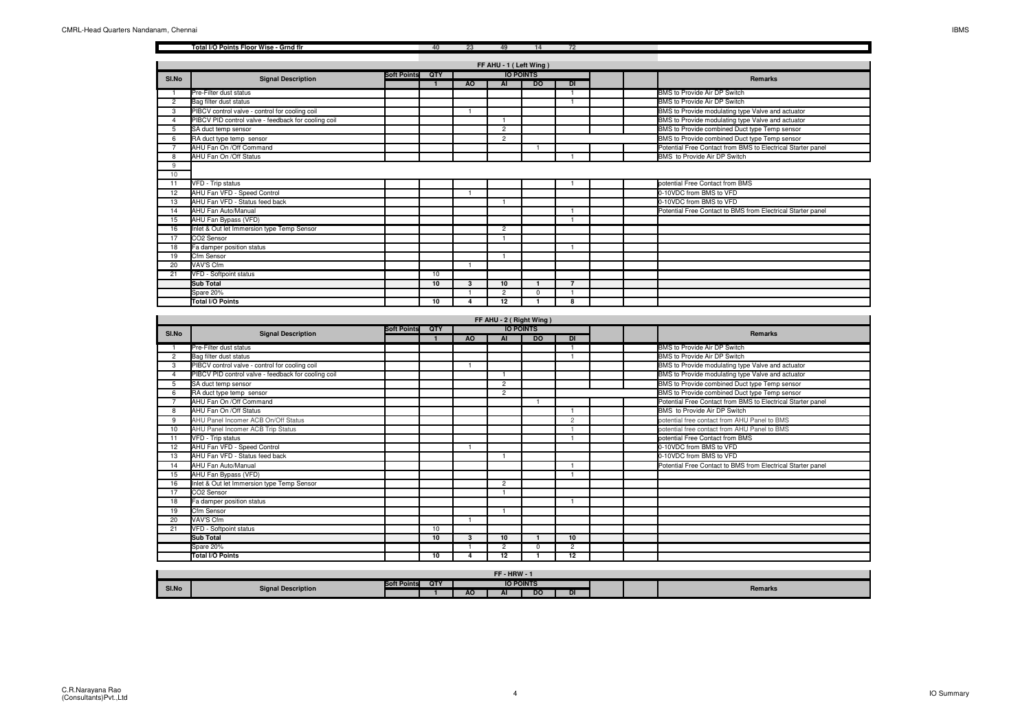| | Total I/O Points Floor Wise - Grnd flr | | 40 | 23 | 49 | 14 | 72 | | | |
|---|---|---|---|---|---|---|---|---|---|---|

**FF AHU - 1 ( Left Wing )**

| Sl.No | Signal Description | Soft Points | QTY | IO POINTS | | | | | | Remarks |
|---|---|---|---|---|---|---|---|---|---|---|
| | | | 1 | AO | AI | DO | DI | | | |
| 1 | Pre-Filter dust status | | | | | | 1 | | | BMS to Provide Air DP Switch |
| 2 | Bag filter dust status | | | | | | 1 | | | BMS to Provide Air DP Switch |
| 3 | PIBCV control valve - control for cooling coil | | | 1 | | | | | | BMS to Provide modulating type Valve and actuator |
| 4 | PIBCV PID control valve - feedback for cooling coil | | | | 1 | | | | | BMS to Provide modulating type Valve and actuator |
| 5 | SA duct temp sensor | | | | 2 | | | | | BMS to Provide combined Duct type Temp sensor |
| 6 | RA duct type temp sensor | | | | 2 | | | | | BMS to Provide combined Duct type Temp sensor |
| 7 | AHU Fan On /Off Command | | | | | 1 | | | | Potential Free Contact from BMS to Electrical Starter panel |
| 8 | AHU Fan On /Off Status | | | | | | 1 | | | BMS to Provide Air DP Switch |
| 9 | | | | | | | | | | |
| 10 | | | | | | | | | | |
| 11 | VFD - Trip status | | | | | | 1 | | | potential Free Contact from BMS |
| 12 | AHU Fan VFD - Speed Control | | | 1 | | | | | | 0-10VDC from BMS to VFD |
| 13 | AHU Fan VFD - Status feed back | | | | 1 | | | | | 0-10VDC from BMS to VFD |
| 14 | AHU Fan Auto/Manual | | | | | | 1 | | | Potential Free Contact to BMS from Electrical Starter panel |
| 15 | AHU Fan Bypass (VFD) | | | | | | 1 | | | |
| 16 | Inlet & Out let Immersion type Temp Sensor | | | | 2 | | | | | |
| 17 | CO2 Sensor | | | | 1 | | | | | |
| 18 | Fa damper position status | | | | | | 1 | | | |
| 19 | Cfm Sensor | | | | 1 | | | | | |
| 20 | VAV'S Cfm | | | 1 | | | | | | |
| 21 | VFD - Softpoint status | | 10 | | | | | | | |
| | **Sub Total** | | **10** | **3** | **10** | **1** | **7** | | | |
| | Spare 20% | | | 1 | 2 | 0 | 1 | | | |
| | **Total I/O Points** | | **10** | **4** | **12** | **1** | **8** | | | |

**FF AHU - 2 ( Right Wing )**

| Sl.No | Signal Description | Soft Points | QTY | IO POINTS | | | | | | Remarks |
|---|---|---|---|---|---|---|---|---|---|---|
| | | | 1 | AO | AI | DO | DI | | | |
| 1 | Pre-Filter dust status | | | | | | 1 | | | BMS to Provide Air DP Switch |
| 2 | Bag filter dust status | | | | | | 1 | | | BMS to Provide Air DP Switch |
| 3 | PIBCV control valve - control for cooling coil | | | 1 | | | | | | BMS to Provide modulating type Valve and actuator |
| 4 | PIBCV PID control valve - feedback for cooling coil | | | | 1 | | | | | BMS to Provide modulating type Valve and actuator |
| 5 | SA duct temp sensor | | | | 2 | | | | | BMS to Provide combined Duct type Temp sensor |
| 6 | RA duct type temp sensor | | | | 2 | | | | | BMS to Provide combined Duct type Temp sensor |
| 7 | AHU Fan On /Off Command | | | | | 1 | | | | Potential Free Contact from BMS to Electrical Starter panel |
| 8 | AHU Fan On /Off Status | | | | | | 1 | | | BMS to Provide Air DP Switch |
| 9 | AHU Panel Incomer ACB On/Off Status | | | | | | 2 | | | potential free contact from AHU Panel to BMS |
| 10 | AHU Panel Incomer ACB Trip Status | | | | | | 1 | | | potential free contact from AHU Panel to BMS |
| 11 | VFD - Trip status | | | | | | 1 | | | potential Free Contact from BMS |
| 12 | AHU Fan VFD - Speed Control | | | 1 | | | | | | 0-10VDC from BMS to VFD |
| 13 | AHU Fan VFD - Status feed back | | | | 1 | | | | | 0-10VDC from BMS to VFD |
| 14 | AHU Fan Auto/Manual | | | | | | 1 | | | Potential Free Contact to BMS from Electrical Starter panel |
| 15 | AHU Fan Bypass (VFD) | | | | | | 1 | | | |
| 16 | Inlet & Out let Immersion type Temp Sensor | | | | 2 | | | | | |
| 17 | CO2 Sensor | | | | 1 | | | | | |
| 18 | Fa damper position status | | | | | | 1 | | | |
| 19 | Cfm Sensor | | | | 1 | | | | | |
| 20 | VAV'S Cfm | | | 1 | | | | | | |
| 21 | VFD - Softpoint status | | 10 | | | | | | | |
| | **Sub Total** | | **10** | **3** | **10** | **1** | **10** | | | |
| | Spare 20% | | | 1 | 2 | 0 | 2 | | | |
| | **Total I/O Points** | | **10** | **4** | **12** | **1** | **12** | | | |

**FF - HRW - 1**

| Sl.No | Signal Description | Soft Points | QTY | IO POINTS | | | | | | Remarks |
|---|---|---|---|---|---|---|---|---|---|---|
| | | | 1 | AO | AI | DO | DI | | | |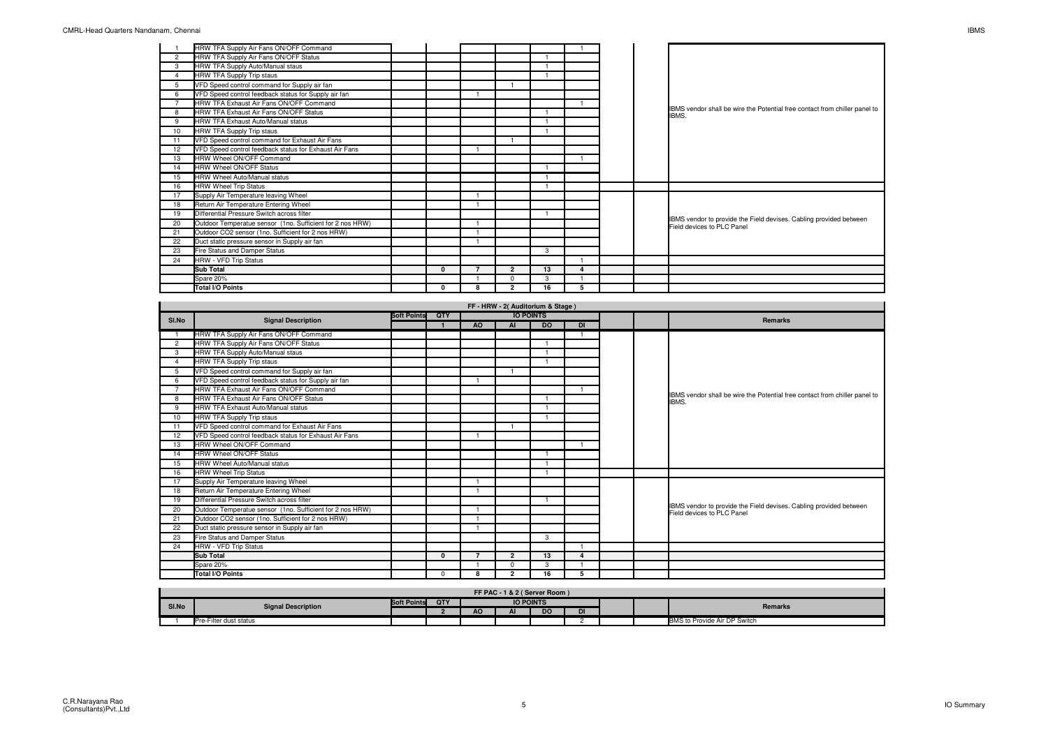| Sl.No | Signal Description | Soft Points | QTY | AO | AI | DO | DI | | | Remarks |
|---|---|---|---|---|---|---|---|---|---|---|
| 1 | HRW TFA Supply Air Fans ON/OFF Command | | | | | | 1 | | | IBMS vendor shall be wire the Potential free contact from chiller panel to IBMS. |
| 2 | HRW TFA Supply Air Fans ON/OFF Status | | | | | 1 | | | | |
| 3 | HRW TFA Supply Auto/Manual staus | | | | | 1 | | | | |
| 4 | HRW TFA Supply Trip staus | | | | | 1 | | | | |
| 5 | VFD Speed control command for Supply air fan | | | | 1 | | | | | |
| 6 | VFD Speed control feedback status for Supply air fan | | | 1 | | | | | | |
| 7 | HRW TFA Exhaust Air Fans ON/OFF Command | | | | | | 1 | | | |
| 8 | HRW TFA Exhaust Air Fans ON/OFF Status | | | | | 1 | | | | |
| 9 | HRW TFA Exhaust Auto/Manual status | | | | | 1 | | | | |
| 10 | HRW TFA Supply Trip staus | | | | | 1 | | | | |
| 11 | VFD Speed control command for Exhaust Air Fans | | | | 1 | | | | | |
| 12 | VFD Speed control feedback status for Exhaust Air Fans | | | 1 | | | | | | |
| 13 | HRW Wheel ON/OFF Command | | | | | | 1 | | | |
| 14 | HRW Wheel ON/OFF Status | | | | | 1 | | | | |
| 15 | HRW Wheel Auto/Manual status | | | | | 1 | | | | |
| 16 | HRW Wheel Trip Status | | | | | 1 | | | | |
| 17 | Supply Air Temperature leaving Wheel | | | 1 | | | | | | IBMS vendor to provide the Field devises. Cabling provided between Field devices to PLC Panel |
| 18 | Return Air Temperature Entering Wheel | | | 1 | | | | | | |
| 19 | Differential Pressure Switch across filter | | | | | 1 | | | | |
| 20 | Outdoor Temperatue sensor (1no. Sufficient for 2 nos HRW) | | | 1 | | | | | | |
| 21 | Outdoor CO2 sensor (1no. Sufficient for 2 nos HRW) | | | 1 | | | | | | |
| 22 | Duct static pressure sensor in Supply air fan | | | 1 | | | | | | |
| 23 | Fire Status and Damper Status | | | | | 3 | | | | |
| 24 | HRW - VFD Trip Status | | | | | | 1 | | | |
| | **Sub Total** | | **0** | **7** | **2** | **13** | **4** | | | |
| | Spare 20% | | | 1 | 0 | 3 | 1 | | | |
| | **Total I/O Points** | | **0** | **8** | **2** | **16** | **5** | | | |

**FF - HRW - 2( Auditorium & Stage )**

| Sl.No | Signal Description | Soft Points | QTY | IO POINTS | | | | | | Remarks |
|---|---|---|---|---|---|---|---|---|---|---|
| | | | 1 | AO | AI | DO | DI | | | |
| 1 | HRW TFA Supply Air Fans ON/OFF Command | | | | | | 1 | | | IBMS vendor shall be wire the Potential free contact from chiller panel to IBMS. |
| 2 | HRW TFA Supply Air Fans ON/OFF Status | | | | | 1 | | | | |
| 3 | HRW TFA Supply Auto/Manual staus | | | | | 1 | | | | |
| 4 | HRW TFA Supply Trip staus | | | | | 1 | | | | |
| 5 | VFD Speed control command for Supply air fan | | | | 1 | | | | | |
| 6 | VFD Speed control feedback status for Supply air fan | | | 1 | | | | | | |
| 7 | HRW TFA Exhaust Air Fans ON/OFF Command | | | | | | 1 | | | |
| 8 | HRW TFA Exhaust Air Fans ON/OFF Status | | | | | 1 | | | | |
| 9 | HRW TFA Exhaust Auto/Manual status | | | | | 1 | | | | |
| 10 | HRW TFA Supply Trip staus | | | | | 1 | | | | |
| 11 | VFD Speed control command for Exhaust Air Fans | | | | 1 | | | | | |
| 12 | VFD Speed control feedback status for Exhaust Air Fans | | | 1 | | | | | | |
| 13 | HRW Wheel ON/OFF Command | | | | | | 1 | | | |
| 14 | HRW Wheel ON/OFF Status | | | | | 1 | | | | |
| 15 | HRW Wheel Auto/Manual status | | | | | 1 | | | | |
| 16 | HRW Wheel Trip Status | | | | | 1 | | | | |
| 17 | Supply Air Temperature leaving Wheel | | | 1 | | | | | | IBMS vendor to provide the Field devises. Cabling provided between Field devices to PLC Panel |
| 18 | Return Air Temperature Entering Wheel | | | 1 | | | | | | |
| 19 | Differential Pressure Switch across filter | | | | | 1 | | | | |
| 20 | Outdoor Temperatue sensor (1no. Sufficient for 2 nos HRW) | | | 1 | | | | | | |
| 21 | Outdoor CO2 sensor (1no. Sufficient for 2 nos HRW) | | | 1 | | | | | | |
| 22 | Duct static pressure sensor in Supply air fan | | | 1 | | | | | | |
| 23 | Fire Status and Damper Status | | | | | 3 | | | | |
| 24 | HRW - VFD Trip Status | | | | | | 1 | | | |
| | **Sub Total** | | **0** | **7** | **2** | **13** | **4** | | | |
| | Spare 20% | | | 1 | 0 | 3 | 1 | | | |
| | **Total I/O Points** | | 0 | **8** | **2** | **16** | **5** | | | |

**FF PAC - 1 & 2 ( Server Room )**

| Sl.No | Signal Description | Soft Points | QTY | IO POINTS | | | | | | Remarks |
|---|---|---|---|---|---|---|---|---|---|---|
| | | | 2 | AO | AI | DO | DI | | | |
| 1 | Pre-Filter dust status | | | | | | 2 | | | BMS to Provide Air DP Switch |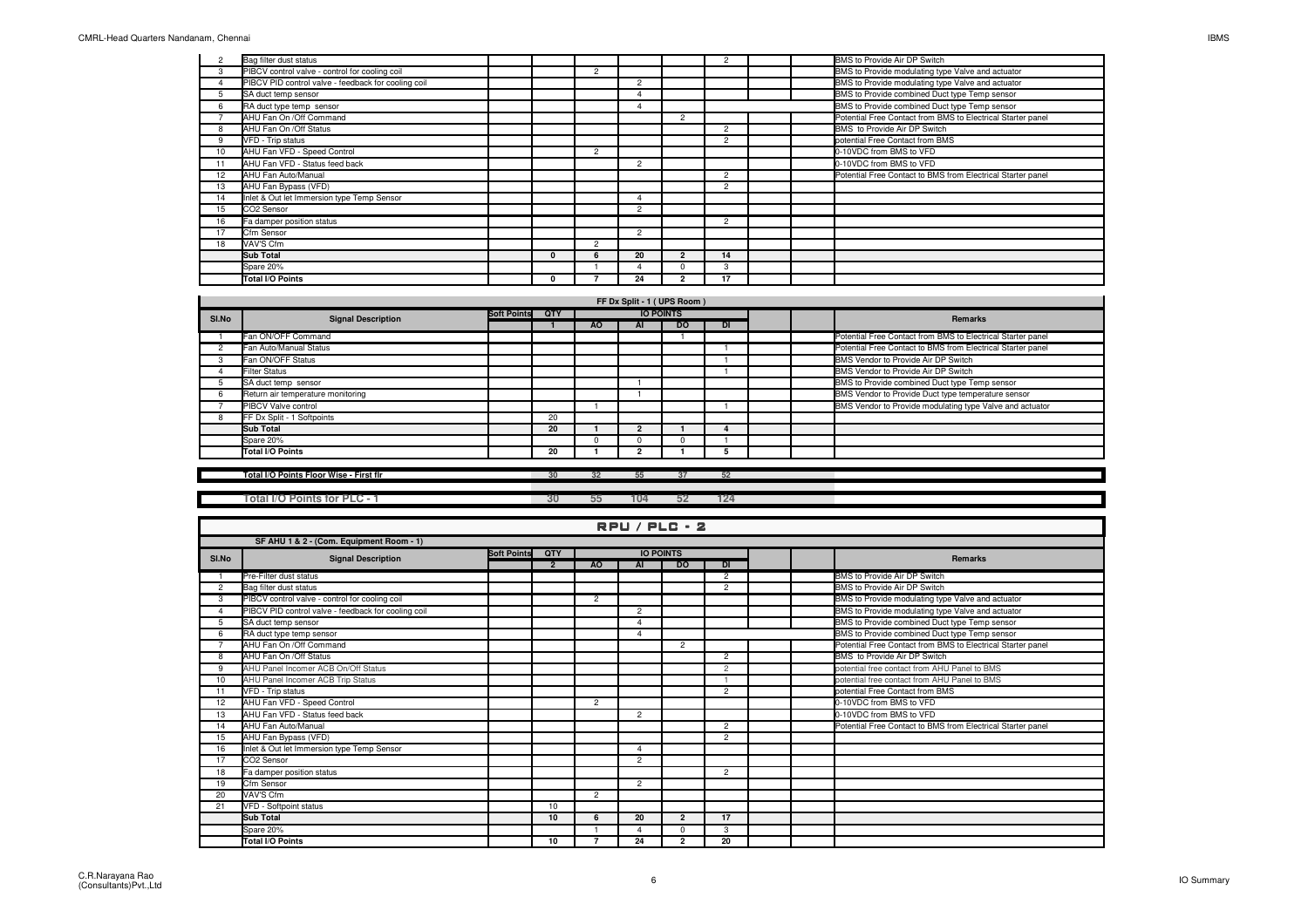| Sl.No | Signal Description | Soft Points | QTY | AO | AI | DO | DI | | | Remarks |
|---|---|---|---|---|---|---|---|---|---|---|
| 2 | Bag filter dust status | | | | | | 2 | | | BMS to Provide Air DP Switch |
| 3 | PIBCV control valve - control for cooling coil | | | 2 | | | | | | BMS to Provide modulating type Valve and actuator |
| 4 | PIBCV PID control valve - feedback for cooling coil | | | | 2 | | | | | BMS to Provide modulating type Valve and actuator |
| 5 | SA duct temp sensor | | | | 4 | | | | | BMS to Provide combined Duct type Temp sensor |
| 6 | RA duct type temp sensor | | | | 4 | | | | | BMS to Provide combined Duct type Temp sensor |
| 7 | AHU Fan On /Off Command | | | | | 2 | | | | Potential Free Contact from BMS to Electrical Starter panel |
| 8 | AHU Fan On /Off Status | | | | | | 2 | | | BMS to Provide Air DP Switch |
| 9 | VFD - Trip status | | | | | | 2 | | | potential Free Contact from BMS |
| 10 | AHU Fan VFD - Speed Control | | | 2 | | | | | | 0-10VDC from BMS to VFD |
| 11 | AHU Fan VFD - Status feed back | | | | 2 | | | | | 0-10VDC from BMS to VFD |
| 12 | AHU Fan Auto/Manual | | | | | | 2 | | | Potential Free Contact to BMS from Electrical Starter panel |
| 13 | AHU Fan Bypass (VFD) | | | | | | 2 | | | |
| 14 | Inlet & Out let Immersion type Temp Sensor | | | | 4 | | | | | |
| 15 | CO2 Sensor | | | | 2 | | | | | |
| 16 | Fa damper position status | | | | | | 2 | | | |
| 17 | Cfm Sensor | | | | 2 | | | | | |
| 18 | VAV'S Cfm | | | 2 | | | | | | |
| | **Sub Total** | | **0** | **6** | **20** | **2** | **14** | | | |
| | Spare 20% | | | 1 | 4 | 0 | 3 | | | |
| | **Total I/O Points** | | **0** | **7** | **24** | **2** | **17** | | | |

**FF Dx Split - 1 ( UPS Room )**

| Sl.No | Signal Description | Soft Points | QTY | IO POINTS | | | | | | Remarks |
|---|---|---|---|---|---|---|---|---|---|---|
| | | | 1 | AO | AI | DO | DI | | | |
| 1 | Fan ON/OFF Command | | | | | 1 | | | | Potential Free Contact from BMS to Electrical Starter panel |
| 2 | Fan Auto/Manual Status | | | | | | 1 | | | Potential Free Contact to BMS from Electrical Starter panel |
| 3 | Fan ON/OFF Status | | | | | | 1 | | | BMS Vendor to Provide Air DP Switch |
| 4 | Filter Status | | | | | | 1 | | | BMS Vendor to Provide Air DP Switch |
| 5 | SA duct temp sensor | | | | 1 | | | | | BMS to Provide combined Duct type Temp sensor |
| 6 | Return air temperature monitoring | | | | 1 | | | | | BMS Vendor to Provide Duct type temperature sensor |
| 7 | PIBCV Valve control | | | 1 | | | 1 | | | BMS Vendor to Provide modulating type Valve and actuator |
| 8 | FF Dx Split - 1 Softpoints | | 20 | | | | | | | |
| | **Sub Total** | | **20** | **1** | **2** | **1** | **4** | | | |
| | Spare 20% | | | 0 | 0 | 0 | 1 | | | |
| | **Total I/O Points** | | **20** | **1** | **2** | **1** | **5** | | | |

| | | QTY | AO | AI | DO | DI |
|---|---|---|---|---|---|---|
| **Total I/O Points Floor Wise - First flr** | | 30 | 32 | 55 | 37 | 52 |
| **Total I/O Points for PLC - 1** | | 30 | 55 | 104 | 52 | 124 |

## RPU / PLC - 2

**SF AHU 1 & 2 - (Com. Equipment Room - 1)**

| Sl.No | Signal Description | Soft Points | QTY | IO POINTS | | | | | | Remarks |
|---|---|---|---|---|---|---|---|---|---|---|
| | | | 2 | AO | AI | DO | DI | | | |
| 1 | Pre-Filter dust status | | | | | | 2 | | | BMS to Provide Air DP Switch |
| 2 | Bag filter dust status | | | | | | 2 | | | BMS to Provide Air DP Switch |
| 3 | PIBCV control valve - control for cooling coil | | | 2 | | | | | | BMS to Provide modulating type Valve and actuator |
| 4 | PIBCV PID control valve - feedback for cooling coil | | | | 2 | | | | | BMS to Provide modulating type Valve and actuator |
| 5 | SA duct temp sensor | | | | 4 | | | | | BMS to Provide combined Duct type Temp sensor |
| 6 | RA duct type temp sensor | | | | 4 | | | | | BMS to Provide combined Duct type Temp sensor |
| 7 | AHU Fan On /Off Command | | | | | 2 | | | | Potential Free Contact from BMS to Electrical Starter panel |
| 8 | AHU Fan On /Off Status | | | | | | 2 | | | BMS to Provide Air DP Switch |
| 9 | AHU Panel Incomer ACB On/Off Status | | | | | | 2 | | | potential free contact from AHU Panel to BMS |
| 10 | AHU Panel Incomer ACB Trip Status | | | | | | 1 | | | potential free contact from AHU Panel to BMS |
| 11 | VFD - Trip status | | | | | | 2 | | | potential Free Contact from BMS |
| 12 | AHU Fan VFD - Speed Control | | | 2 | | | | | | 0-10VDC from BMS to VFD |
| 13 | AHU Fan VFD - Status feed back | | | | 2 | | | | | 0-10VDC from BMS to VFD |
| 14 | AHU Fan Auto/Manual | | | | | | 2 | | | Potential Free Contact to BMS from Electrical Starter panel |
| 15 | AHU Fan Bypass (VFD) | | | | | | 2 | | | |
| 16 | Inlet & Out let Immersion type Temp Sensor | | | | 4 | | | | | |
| 17 | CO2 Sensor | | | | 2 | | | | | |
| 18 | Fa damper position status | | | | | | 2 | | | |
| 19 | Cfm Sensor | | | | 2 | | | | | |
| 20 | VAV'S Cfm | | | 2 | | | | | | |
| 21 | VFD - Softpoint status | | 10 | | | | | | | |
| | **Sub Total** | | **10** | **6** | **20** | **2** | **17** | | | |
| | Spare 20% | | | 1 | 4 | 0 | 3 | | | |
| | **Total I/O Points** | | **10** | **7** | **24** | **2** | **20** | | | |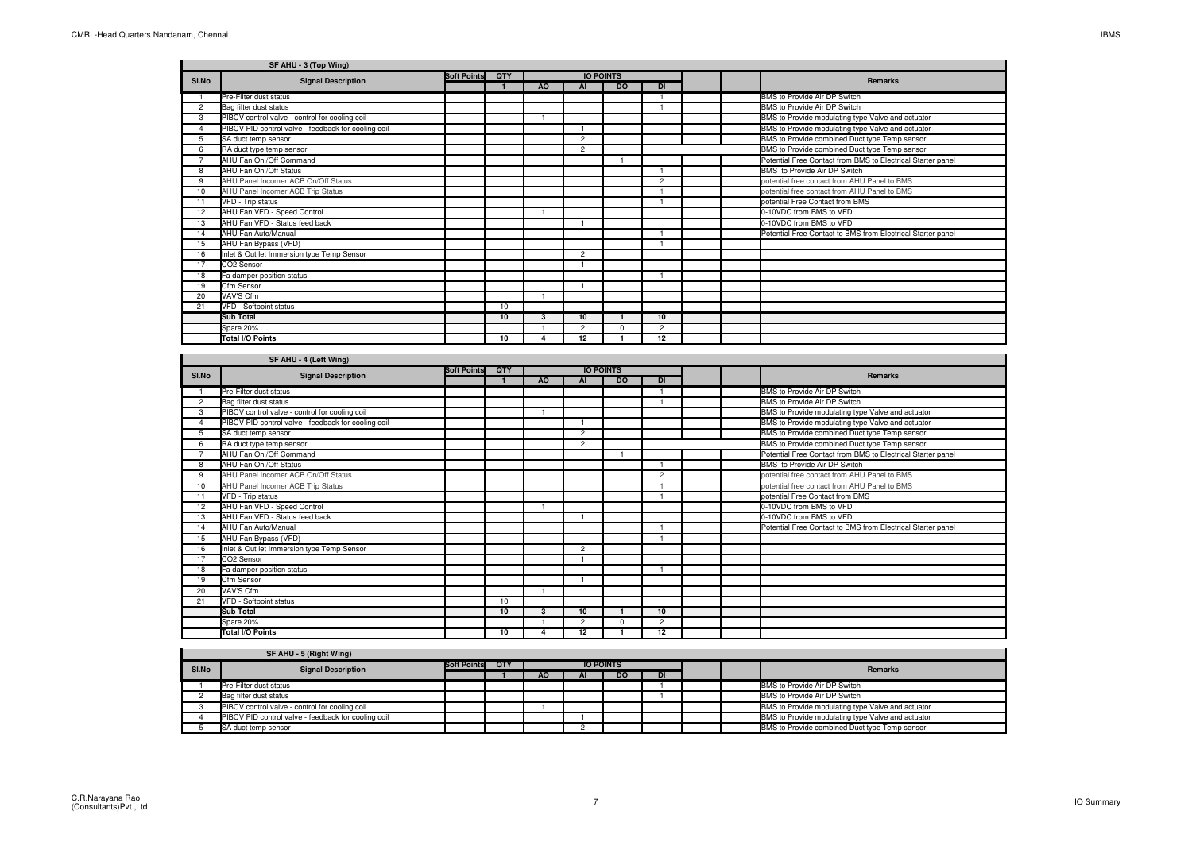**SF AHU - 3 (Top Wing)**

| Sl.No | Signal Description | Soft Points | QTY | IO POINTS | | | | | | Remarks |
|---|---|---|---|---|---|---|---|---|---|---|
| | | | 1 | AO | AI | DO | DI | | | |
| 1 | Pre-Filter dust status | | | | | | 1 | | | BMS to Provide Air DP Switch |
| 2 | Bag filter dust status | | | | | | 1 | | | BMS to Provide Air DP Switch |
| 3 | PIBCV control valve - control for cooling coil | | | 1 | | | | | | BMS to Provide modulating type Valve and actuator |
| 4 | PIBCV PID control valve - feedback for cooling coil | | | | 1 | | | | | BMS to Provide modulating type Valve and actuator |
| 5 | SA duct temp sensor | | | | 2 | | | | | BMS to Provide combined Duct type Temp sensor |
| 6 | RA duct type temp sensor | | | | 2 | | | | | BMS to Provide combined Duct type Temp sensor |
| 7 | AHU Fan On /Off Command | | | | | 1 | | | | Potential Free Contact from BMS to Electrical Starter panel |
| 8 | AHU Fan On /Off Status | | | | | | 1 | | | BMS to Provide Air DP Switch |
| 9 | AHU Panel Incomer ACB On/Off Status | | | | | | 2 | | | potential free contact from AHU Panel to BMS |
| 10 | AHU Panel Incomer ACB Trip Status | | | | | | 1 | | | potential free contact from AHU Panel to BMS |
| 11 | VFD - Trip status | | | | | | 1 | | | potential Free Contact from BMS |
| 12 | AHU Fan VFD - Speed Control | | | 1 | | | | | | 0-10VDC from BMS to VFD |
| 13 | AHU Fan VFD - Status feed back | | | | 1 | | | | | 0-10VDC from BMS to VFD |
| 14 | AHU Fan Auto/Manual | | | | | | 1 | | | Potential Free Contact to BMS from Electrical Starter panel |
| 15 | AHU Fan Bypass (VFD) | | | | | | 1 | | | |
| 16 | Inlet & Out let Immersion type Temp Sensor | | | | 2 | | | | | |
| 17 | CO2 Sensor | | | | 1 | | | | | |
| 18 | Fa damper position status | | | | | | 1 | | | |
| 19 | Cfm Sensor | | | | 1 | | | | | |
| 20 | VAV'S Cfm | | | 1 | | | | | | |
| 21 | VFD - Softpoint status | | 10 | | | | | | | |
| | **Sub Total** | | **10** | **3** | **10** | **1** | **10** | | | |
| | Spare 20% | | | 1 | 2 | 0 | 2 | | | |
| | **Total I/O Points** | | **10** | **4** | **12** | **1** | **12** | | | |

**SF AHU - 4 (Left Wing)**

| Sl.No | Signal Description | Soft Points | QTY | IO POINTS | | | | | | Remarks |
|---|---|---|---|---|---|---|---|---|---|---|
| | | | 1 | AO | AI | DO | DI | | | |
| 1 | Pre-Filter dust status | | | | | | 1 | | | BMS to Provide Air DP Switch |
| 2 | Bag filter dust status | | | | | | 1 | | | BMS to Provide Air DP Switch |
| 3 | PIBCV control valve - control for cooling coil | | | 1 | | | | | | BMS to Provide modulating type Valve and actuator |
| 4 | PIBCV PID control valve - feedback for cooling coil | | | | 1 | | | | | BMS to Provide modulating type Valve and actuator |
| 5 | SA duct temp sensor | | | | 2 | | | | | BMS to Provide combined Duct type Temp sensor |
| 6 | RA duct type temp sensor | | | | 2 | | | | | BMS to Provide combined Duct type Temp sensor |
| 7 | AHU Fan On /Off Command | | | | | 1 | | | | Potential Free Contact from BMS to Electrical Starter panel |
| 8 | AHU Fan On /Off Status | | | | | | 1 | | | BMS to Provide Air DP Switch |
| 9 | AHU Panel Incomer ACB On/Off Status | | | | | | 2 | | | potential free contact from AHU Panel to BMS |
| 10 | AHU Panel Incomer ACB Trip Status | | | | | | 1 | | | potential free contact from AHU Panel to BMS |
| 11 | VFD - Trip status | | | | | | 1 | | | potential Free Contact from BMS |
| 12 | AHU Fan VFD - Speed Control | | | 1 | | | | | | 0-10VDC from BMS to VFD |
| 13 | AHU Fan VFD - Status feed back | | | | 1 | | | | | 0-10VDC from BMS to VFD |
| 14 | AHU Fan Auto/Manual | | | | | | 1 | | | Potential Free Contact to BMS from Electrical Starter panel |
| 15 | AHU Fan Bypass (VFD) | | | | | | 1 | | | |
| 16 | Inlet & Out let Immersion type Temp Sensor | | | | 2 | | | | | |
| 17 | CO2 Sensor | | | | 1 | | | | | |
| 18 | Fa damper position status | | | | | | 1 | | | |
| 19 | Cfm Sensor | | | | 1 | | | | | |
| 20 | VAV'S Cfm | | | 1 | | | | | | |
| 21 | VFD - Softpoint status | | 10 | | | | | | | |
| | **Sub Total** | | **10** | **3** | **10** | **1** | **10** | | | |
| | Spare 20% | | | 1 | 2 | 0 | 2 | | | |
| | **Total I/O Points** | | **10** | **4** | **12** | **1** | **12** | | | |

**SF AHU - 5 (Right Wing)**

| Sl.No | Signal Description | Soft Points | QTY | IO POINTS | | | | | | Remarks |
|---|---|---|---|---|---|---|---|---|---|---|
| | | | 1 | AO | AI | DO | DI | | | |
| 1 | Pre-Filter dust status | | | | | | 1 | | | BMS to Provide Air DP Switch |
| 2 | Bag filter dust status | | | | | | 1 | | | BMS to Provide Air DP Switch |
| 3 | PIBCV control valve - control for cooling coil | | | 1 | | | | | | BMS to Provide modulating type Valve and actuator |
| 4 | PIBCV PID control valve - feedback for cooling coil | | | | 1 | | | | | BMS to Provide modulating type Valve and actuator |
| 5 | SA duct temp sensor | | | | 2 | | | | | BMS to Provide combined Duct type Temp sensor |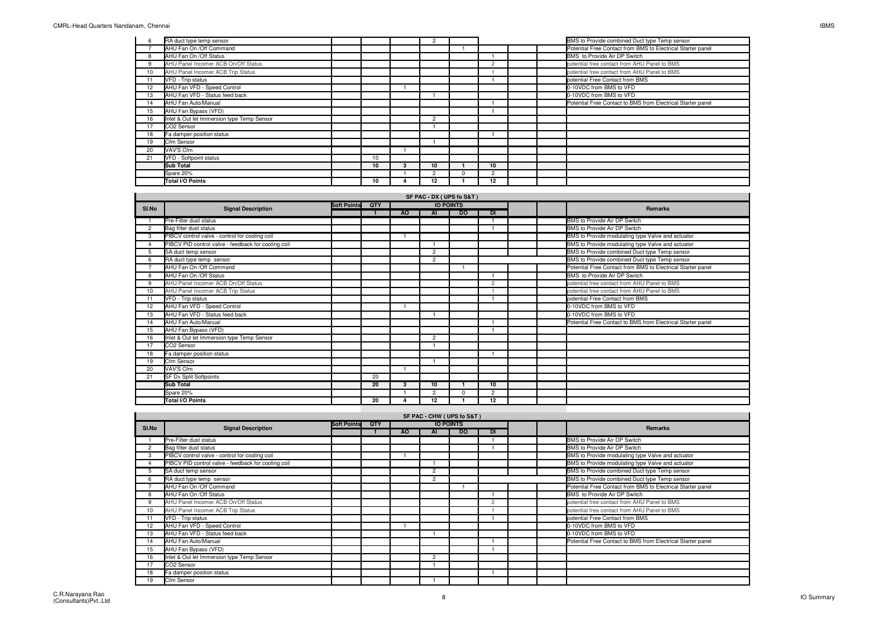| Sl.No | Signal Description | Soft Points | QTY | AO | AI | DO | DI | | | Remarks |
|---|---|---|---|---|---|---|---|---|---|---|
| 6 | RA duct type temp sensor | | | | 2 | | | | | BMS to Provide combined Duct type Temp sensor |
| 7 | AHU Fan On /Off Command | | | | | 1 | | | | Potential Free Contact from BMS to Electrical Starter panel |
| 8 | AHU Fan On /Off Status | | | | | | 1 | | | BMS to Provide Air DP Switch |
| 9 | AHU Panel Incomer ACB On/Off Status | | | | | | 2 | | | potential free contact from AHU Panel to BMS |
| 10 | AHU Panel Incomer ACB Trip Status | | | | | | 1 | | | potential free contact from AHU Panel to BMS |
| 11 | VFD - Trip status | | | | | | 1 | | | potential Free Contact from BMS |
| 12 | AHU Fan VFD - Speed Control | | | 1 | | | | | | 0-10VDC from BMS to VFD |
| 13 | AHU Fan VFD - Status feed back | | | | 1 | | | | | 0-10VDC from BMS to VFD |
| 14 | AHU Fan Auto/Manual | | | | | | 1 | | | Potential Free Contact to BMS from Electrical Starter panel |
| 15 | AHU Fan Bypass (VFD) | | | | | | 1 | | | |
| 16 | Inlet & Out let Immersion type Temp Sensor | | | | 2 | | | | | |
| 17 | CO2 Sensor | | | | 1 | | | | | |
| 18 | Fa damper position status | | | | | | 1 | | | |
| 19 | Cfm Sensor | | | | 1 | | | | | |
| 20 | VAV'S Cfm | | | 1 | | | | | | |
| 21 | VFD - Softpoint status | | 10 | | | | | | | |
| | **Sub Total** | | **10** | **3** | **10** | **1** | **10** | | | |
| | Spare 20% | | | 1 | 2 | 0 | 2 | | | |
| | **Total I/O Points** | | **10** | **4** | **12** | **1** | **12** | | | |

## SF PAC - DX ( UPS fo S&T )

| Sl.No | Signal Description | Soft Points | QTY | IO POINTS | | | | | | Remarks |
|---|---|---|---|---|---|---|---|---|---|---|
| | | | 1 | AO | AI | DO | DI | | | |
| 1 | Pre-Filter dust status | | | | | | 1 | | | BMS to Provide Air DP Switch |
| 2 | Bag filter dust status | | | | | | 1 | | | BMS to Provide Air DP Switch |
| 3 | PIBCV control valve - control for cooling coil | | | 1 | | | | | | BMS to Provide modulating type Valve and actuator |
| 4 | PIBCV PID control valve - feedback for cooling coil | | | | 1 | | | | | BMS to Provide modulating type Valve and actuator |
| 5 | SA duct temp sensor | | | | 2 | | | | | BMS to Provide combined Duct type Temp sensor |
| 6 | RA duct type temp sensor | | | | 2 | | | | | BMS to Provide combined Duct type Temp sensor |
| 7 | AHU Fan On /Off Command | | | | | 1 | | | | Potential Free Contact from BMS to Electrical Starter panel |
| 8 | AHU Fan On /Off Status | | | | | | 1 | | | BMS to Provide Air DP Switch |
| 9 | AHU Panel Incomer ACB On/Off Status | | | | | | 2 | | | potential free contact from AHU Panel to BMS |
| 10 | AHU Panel Incomer ACB Trip Status | | | | | | 1 | | | potential free contact from AHU Panel to BMS |
| 11 | VFD - Trip status | | | | | | 1 | | | potential Free Contact from BMS |
| 12 | AHU Fan VFD - Speed Control | | | 1 | | | | | | 0-10VDC from BMS to VFD |
| 13 | AHU Fan VFD - Status feed back | | | | 1 | | | | | 0-10VDC from BMS to VFD |
| 14 | AHU Fan Auto/Manual | | | | | | 1 | | | Potential Free Contact to BMS from Electrical Starter panel |
| 15 | AHU Fan Bypass (VFD) | | | | | | 1 | | | |
| 16 | Inlet & Out let Immersion type Temp Sensor | | | | 2 | | | | | |
| 17 | CO2 Sensor | | | | 1 | | | | | |
| 18 | Fa damper position status | | | | | | 1 | | | |
| 19 | Cfm Sensor | | | | 1 | | | | | |
| 20 | VAV'S Cfm | | | 1 | | | | | | |
| 21 | SF Dx Split Softpoints | | 20 | | | | | | | |
| | **Sub Total** | | **20** | **3** | **10** | **1** | **10** | | | |
| | Spare 20% | | | 1 | 2 | 0 | 2 | | | |
| | **Total I/O Points** | | **20** | **4** | **12** | **1** | **12** | | | |

## SF PAC - CHW ( UPS fo S&T )

| Sl.No | Signal Description | Soft Points | QTY | IO POINTS | | | | | | Remarks |
|---|---|---|---|---|---|---|---|---|---|---|
| | | | 1 | AO | AI | DO | DI | | | |
| 1 | Pre-Filter dust status | | | | | | 1 | | | BMS to Provide Air DP Switch |
| 2 | Bag filter dust status | | | | | | 1 | | | BMS to Provide Air DP Switch |
| 3 | PIBCV control valve - control for cooling coil | | | 1 | | | | | | BMS to Provide modulating type Valve and actuator |
| 4 | PIBCV PID control valve - feedback for cooling coil | | | | 1 | | | | | BMS to Provide modulating type Valve and actuator |
| 5 | SA duct temp sensor | | | | 2 | | | | | BMS to Provide combined Duct type Temp sensor |
| 6 | RA duct type temp sensor | | | | 2 | | | | | BMS to Provide combined Duct type Temp sensor |
| 7 | AHU Fan On /Off Command | | | | | 1 | | | | Potential Free Contact from BMS to Electrical Starter panel |
| 8 | AHU Fan On /Off Status | | | | | | 1 | | | BMS to Provide Air DP Switch |
| 9 | AHU Panel Incomer ACB On/Off Status | | | | | | 2 | | | potential free contact from AHU Panel to BMS |
| 10 | AHU Panel Incomer ACB Trip Status | | | | | | 1 | | | potential free contact from AHU Panel to BMS |
| 11 | VFD - Trip status | | | | | | 1 | | | potential Free Contact from BMS |
| 12 | AHU Fan VFD - Speed Control | | | 1 | | | | | | 0-10VDC from BMS to VFD |
| 13 | AHU Fan VFD - Status feed back | | | | 1 | | | | | 0-10VDC from BMS to VFD |
| 14 | AHU Fan Auto/Manual | | | | | | 1 | | | Potential Free Contact to BMS from Electrical Starter panel |
| 15 | AHU Fan Bypass (VFD) | | | | | | 1 | | | |
| 16 | Inlet & Out let Immersion type Temp Sensor | | | | 2 | | | | | |
| 17 | CO2 Sensor | | | | 1 | | | | | |
| 18 | Fa damper position status | | | | | | 1 | | | |
| 19 | Cfm Sensor | | | | 1 | | | | | |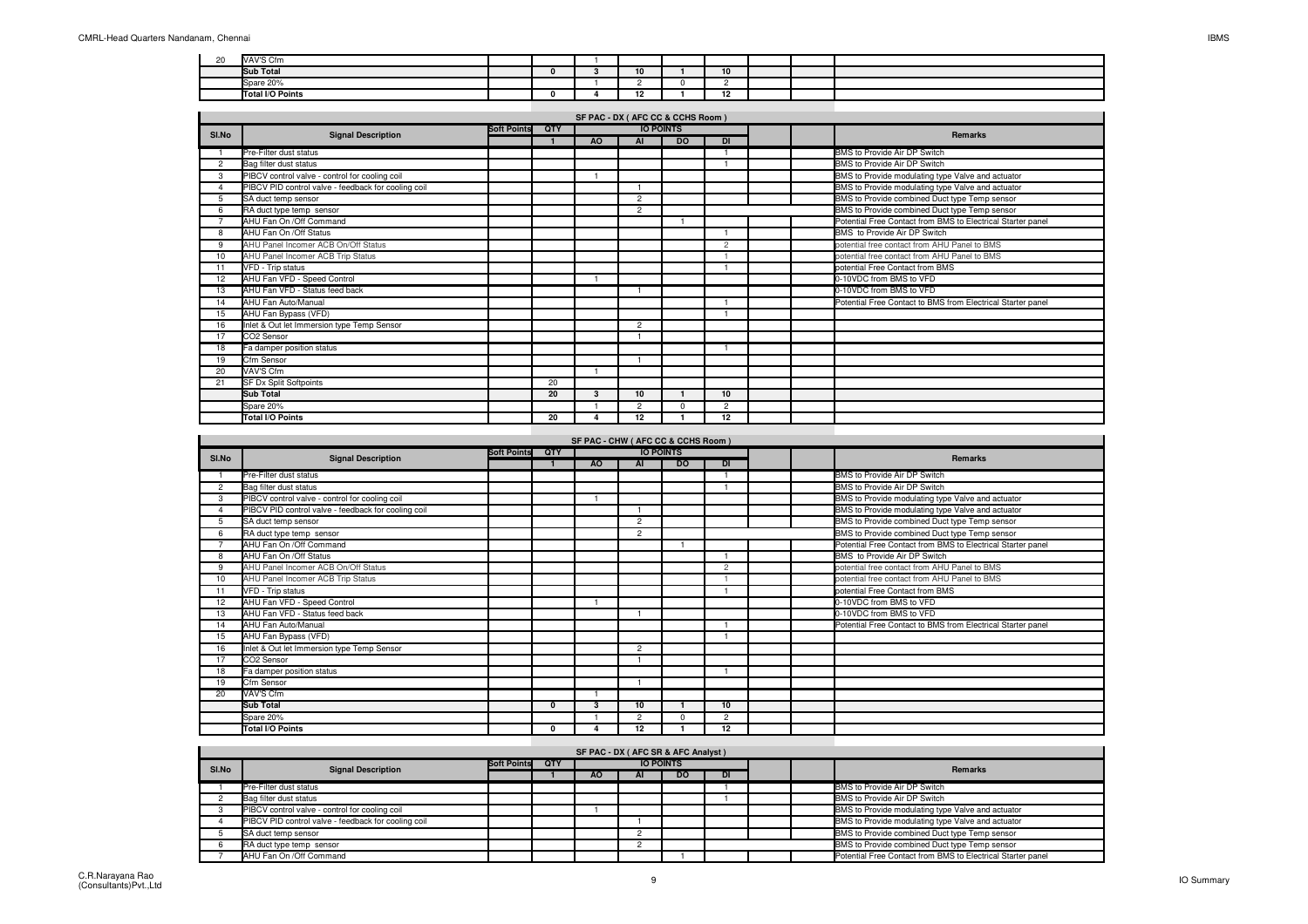| Sl.No | Signal Description | Soft Points | QTY | AO | AI | DO | DI | | | Remarks |
|---|---|---|---|---|---|---|---|---|---|---|
| 20 | VAV'S Cfm | | | 1 | | | | | | |
| | **Sub Total** | | **0** | **3** | **10** | **1** | **10** | | | |
| | Spare 20% | | | 1 | 2 | 0 | 2 | | | |
| | **Total I/O Points** | | **0** | **4** | **12** | **1** | **12** | | | |

**SF PAC - DX ( AFC CC & CCHS Room )**

| Sl.No | Signal Description | Soft Points | QTY | IO POINTS | | | | | | Remarks |
|---|---|---|---|---|---|---|---|---|---|---|
| | | | 1 | AO | AI | DO | DI | | | |
| 1 | Pre-Filter dust status | | | | | | 1 | | | BMS to Provide Air DP Switch |
| 2 | Bag filter dust status | | | | | | 1 | | | BMS to Provide Air DP Switch |
| 3 | PIBCV control valve - control for cooling coil | | | 1 | | | | | | BMS to Provide modulating type Valve and actuator |
| 4 | PIBCV PID control valve - feedback for cooling coil | | | | 1 | | | | | BMS to Provide modulating type Valve and actuator |
| 5 | SA duct temp sensor | | | | 2 | | | | | BMS to Provide combined Duct type Temp sensor |
| 6 | RA duct type temp sensor | | | | 2 | | | | | BMS to Provide combined Duct type Temp sensor |
| 7 | AHU Fan On /Off Command | | | | | 1 | | | | Potential Free Contact from BMS to Electrical Starter panel |
| 8 | AHU Fan On /Off Status | | | | | | 1 | | | BMS to Provide Air DP Switch |
| 9 | AHU Panel Incomer ACB On/Off Status | | | | | | 2 | | | potential free contact from AHU Panel to BMS |
| 10 | AHU Panel Incomer ACB Trip Status | | | | | | 1 | | | potential free contact from AHU Panel to BMS |
| 11 | VFD - Trip status | | | | | | 1 | | | potential Free Contact from BMS |
| 12 | AHU Fan VFD - Speed Control | | | 1 | | | | | | 0-10VDC from BMS to VFD |
| 13 | AHU Fan VFD - Status feed back | | | | 1 | | | | | 0-10VDC from BMS to VFD |
| 14 | AHU Fan Auto/Manual | | | | | | 1 | | | Potential Free Contact to BMS from Electrical Starter panel |
| 15 | AHU Fan Bypass (VFD) | | | | | | 1 | | | |
| 16 | Inlet & Out let Immersion type Temp Sensor | | | | 2 | | | | | |
| 17 | $CO_2$ Sensor | | | | 1 | | | | | |
| 18 | Fa damper position status | | | | | | 1 | | | |
| 19 | Cfm Sensor | | | | 1 | | | | | |
| 20 | VAV'S Cfm | | | 1 | | | | | | |
| 21 | SF Dx Split Softpoints | | 20 | | | | | | | |
| | **Sub Total** | | **20** | **3** | **10** | **1** | **10** | | | |
| | Spare 20% | | | 1 | 2 | 0 | 2 | | | |
| | **Total I/O Points** | | **20** | **4** | **12** | **1** | **12** | | | |

**SF PAC - CHW ( AFC CC & CCHS Room )**

| Sl.No | Signal Description | Soft Points | QTY | IO POINTS | | | | | | Remarks |
|---|---|---|---|---|---|---|---|---|---|---|
| | | | 1 | AO | AI | DO | DI | | | |
| 1 | Pre-Filter dust status | | | | | | 1 | | | BMS to Provide Air DP Switch |
| 2 | Bag filter dust status | | | | | | 1 | | | BMS to Provide Air DP Switch |
| 3 | PIBCV control valve - control for cooling coil | | | 1 | | | | | | BMS to Provide modulating type Valve and actuator |
| 4 | PIBCV PID control valve - feedback for cooling coil | | | | 1 | | | | | BMS to Provide modulating type Valve and actuator |
| 5 | SA duct temp sensor | | | | 2 | | | | | BMS to Provide combined Duct type Temp sensor |
| 6 | RA duct type temp sensor | | | | 2 | | | | | BMS to Provide combined Duct type Temp sensor |
| 7 | AHU Fan On /Off Command | | | | | 1 | | | | Potential Free Contact from BMS to Electrical Starter panel |
| 8 | AHU Fan On /Off Status | | | | | | 1 | | | BMS to Provide Air DP Switch |
| 9 | AHU Panel Incomer ACB On/Off Status | | | | | | 2 | | | potential free contact from AHU Panel to BMS |
| 10 | AHU Panel Incomer ACB Trip Status | | | | | | 1 | | | potential free contact from AHU Panel to BMS |
| 11 | VFD - Trip status | | | | | | 1 | | | potential Free Contact from BMS |
| 12 | AHU Fan VFD - Speed Control | | | 1 | | | | | | 0-10VDC from BMS to VFD |
| 13 | AHU Fan VFD - Status feed back | | | | 1 | | | | | 0-10VDC from BMS to VFD |
| 14 | AHU Fan Auto/Manual | | | | | | 1 | | | Potential Free Contact to BMS from Electrical Starter panel |
| 15 | AHU Fan Bypass (VFD) | | | | | | 1 | | | |
| 16 | Inlet & Out let Immersion type Temp Sensor | | | | 2 | | | | | |
| 17 | $CO_2$ Sensor | | | | 1 | | | | | |
| 18 | Fa damper position status | | | | | | 1 | | | |
| 19 | Cfm Sensor | | | | 1 | | | | | |
| 20 | VAV'S Cfm | | | 1 | | | | | | |
| | **Sub Total** | | **0** | **3** | **10** | **1** | **10** | | | |
| | Spare 20% | | | 1 | 2 | 0 | 2 | | | |
| | **Total I/O Points** | | **0** | **4** | **12** | **1** | **12** | | | |

**SF PAC - DX ( AFC SR & AFC Analyst )**

| Sl.No | Signal Description | Soft Points | QTY | IO POINTS | | | | | | Remarks |
|---|---|---|---|---|---|---|---|---|---|---|
| | | | 1 | AO | AI | DO | DI | | | |
| 1 | Pre-Filter dust status | | | | | | 1 | | | BMS to Provide Air DP Switch |
| 2 | Bag filter dust status | | | | | | 1 | | | BMS to Provide Air DP Switch |
| 3 | PIBCV control valve - control for cooling coil | | | 1 | | | | | | BMS to Provide modulating type Valve and actuator |
| 4 | PIBCV PID control valve - feedback for cooling coil | | | | 1 | | | | | BMS to Provide modulating type Valve and actuator |
| 5 | SA duct temp sensor | | | | 2 | | | | | BMS to Provide combined Duct type Temp sensor |
| 6 | RA duct type temp sensor | | | | 2 | | | | | BMS to Provide combined Duct type Temp sensor |
| 7 | AHU Fan On /Off Command | | | | | 1 | | | | Potential Free Contact from BMS to Electrical Starter panel |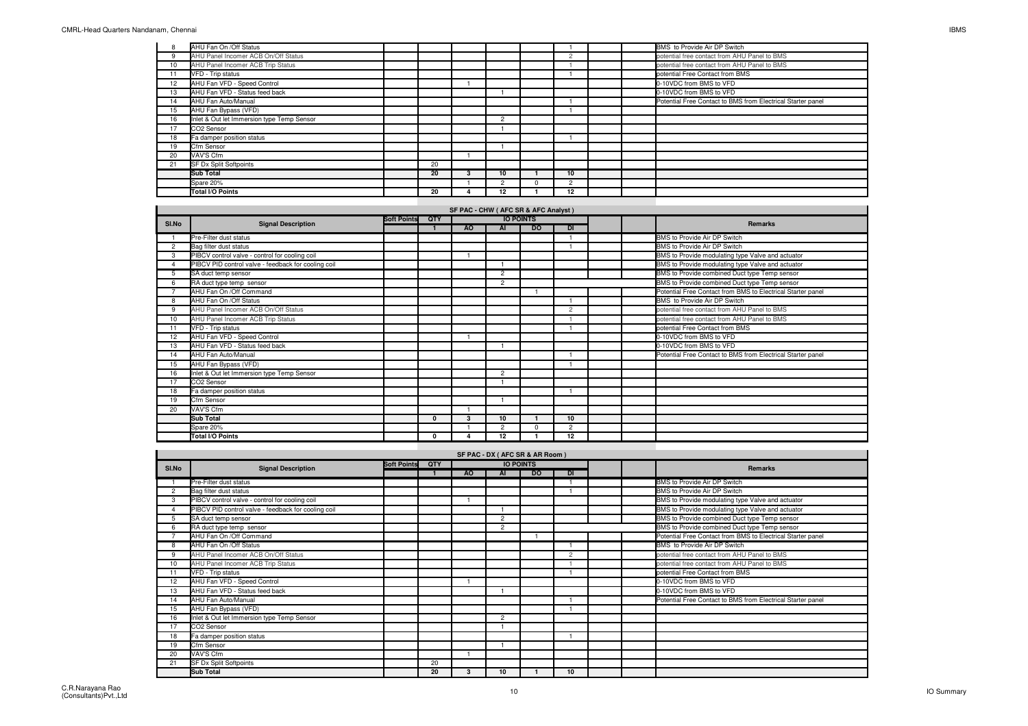| Sl.No | Signal Description | Soft Points | QTY | AO | AI | DO | DI | | | Remarks |
|---|---|---|---|---|---|---|---|---|---|---|
| 8 | AHU Fan On /Off Status | | | | | | 1 | | | BMS to Provide Air DP Switch |
| 9 | AHU Panel Incomer ACB On/Off Status | | | | | | 2 | | | potential free contact from AHU Panel to BMS |
| 10 | AHU Panel Incomer ACB Trip Status | | | | | | 1 | | | potential free contact from AHU Panel to BMS |
| 11 | VFD - Trip status | | | | | | 1 | | | potential Free Contact from BMS |
| 12 | AHU Fan VFD - Speed Control | | | 1 | | | | | | 0-10VDC from BMS to VFD |
| 13 | AHU Fan VFD - Status feed back | | | | 1 | | | | | 0-10VDC from BMS to VFD |
| 14 | AHU Fan Auto/Manual | | | | | | 1 | | | Potential Free Contact to BMS from Electrical Starter panel |
| 15 | AHU Fan Bypass (VFD) | | | | | | 1 | | | |
| 16 | Inlet & Out let Immersion type Temp Sensor | | | | 2 | | | | | |
| 17 | CO2 Sensor | | | | 1 | | | | | |
| 18 | Fa damper position status | | | | | | 1 | | | |
| 19 | Cfm Sensor | | | | 1 | | | | | |
| 20 | VAV'S Cfm | | | 1 | | | | | | |
| 21 | SF Dx Split Softpoints | | 20 | | | | | | | |
| | **Sub Total** | | **20** | **3** | **10** | **1** | **10** | | | |
| | Spare 20% | | | 1 | 2 | 0 | 2 | | | |
| | **Total I/O Points** | | **20** | **4** | **12** | **1** | **12** | | | |

**SF PAC - CHW ( AFC SR & AFC Analyst )**

| Sl.No | Signal Description | Soft Points | QTY | IO POINTS | | | | | | Remarks |
|---|---|---|---|---|---|---|---|---|---|---|
| | | | 1 | AO | AI | DO | DI | | | |
| 1 | Pre-Filter dust status | | | | | | 1 | | | BMS to Provide Air DP Switch |
| 2 | Bag filter dust status | | | | | | 1 | | | BMS to Provide Air DP Switch |
| 3 | PIBCV control valve - control for cooling coil | | | 1 | | | | | | BMS to Provide modulating type Valve and actuator |
| 4 | PIBCV PID control valve - feedback for cooling coil | | | | 1 | | | | | BMS to Provide modulating type Valve and actuator |
| 5 | SA duct temp sensor | | | | 2 | | | | | BMS to Provide combined Duct type Temp sensor |
| 6 | RA duct type temp sensor | | | | 2 | | | | | BMS to Provide combined Duct type Temp sensor |
| 7 | AHU Fan On /Off Command | | | | | 1 | | | | Potential Free Contact from BMS to Electrical Starter panel |
| 8 | AHU Fan On /Off Status | | | | | | 1 | | | BMS to Provide Air DP Switch |
| 9 | AHU Panel Incomer ACB On/Off Status | | | | | | 2 | | | potential free contact from AHU Panel to BMS |
| 10 | AHU Panel Incomer ACB Trip Status | | | | | | 1 | | | potential free contact from AHU Panel to BMS |
| 11 | VFD - Trip status | | | | | | 1 | | | potential Free Contact from BMS |
| 12 | AHU Fan VFD - Speed Control | | | 1 | | | | | | 0-10VDC from BMS to VFD |
| 13 | AHU Fan VFD - Status feed back | | | | 1 | | | | | 0-10VDC from BMS to VFD |
| 14 | AHU Fan Auto/Manual | | | | | | 1 | | | Potential Free Contact to BMS from Electrical Starter panel |
| 15 | AHU Fan Bypass (VFD) | | | | | | 1 | | | |
| 16 | Inlet & Out let Immersion type Temp Sensor | | | | 2 | | | | | |
| 17 | CO2 Sensor | | | | 1 | | | | | |
| 18 | Fa damper position status | | | | | | 1 | | | |
| 19 | Cfm Sensor | | | | 1 | | | | | |
| 20 | VAV'S Cfm | | | 1 | | | | | | |
| | **Sub Total** | | **0** | **3** | **10** | **1** | **10** | | | |
| | Spare 20% | | | 1 | 2 | 0 | 2 | | | |
| | **Total I/O Points** | | **0** | **4** | **12** | **1** | **12** | | | |

**SF PAC - DX ( AFC SR & AR Room )**

| Sl.No | Signal Description | Soft Points | QTY | IO POINTS | | | | | | Remarks |
|---|---|---|---|---|---|---|---|---|---|---|
| | | | 1 | AO | AI | DO | DI | | | |
| 1 | Pre-Filter dust status | | | | | | 1 | | | BMS to Provide Air DP Switch |
| 2 | Bag filter dust status | | | | | | 1 | | | BMS to Provide Air DP Switch |
| 3 | PIBCV control valve - control for cooling coil | | | 1 | | | | | | BMS to Provide modulating type Valve and actuator |
| 4 | PIBCV PID control valve - feedback for cooling coil | | | | 1 | | | | | BMS to Provide modulating type Valve and actuator |
| 5 | SA duct temp sensor | | | | 2 | | | | | BMS to Provide combined Duct type Temp sensor |
| 6 | RA duct type temp sensor | | | | 2 | | | | | BMS to Provide combined Duct type Temp sensor |
| 7 | AHU Fan On /Off Command | | | | | 1 | | | | Potential Free Contact from BMS to Electrical Starter panel |
| 8 | AHU Fan On /Off Status | | | | | | 1 | | | BMS to Provide Air DP Switch |
| 9 | AHU Panel Incomer ACB On/Off Status | | | | | | 2 | | | potential free contact from AHU Panel to BMS |
| 10 | AHU Panel Incomer ACB Trip Status | | | | | | 1 | | | potential free contact from AHU Panel to BMS |
| 11 | VFD - Trip status | | | | | | 1 | | | potential Free Contact from BMS |
| 12 | AHU Fan VFD - Speed Control | | | 1 | | | | | | 0-10VDC from BMS to VFD |
| 13 | AHU Fan VFD - Status feed back | | | | 1 | | | | | 0-10VDC from BMS to VFD |
| 14 | AHU Fan Auto/Manual | | | | | | 1 | | | Potential Free Contact to BMS from Electrical Starter panel |
| 15 | AHU Fan Bypass (VFD) | | | | | | 1 | | | |
| 16 | Inlet & Out let Immersion type Temp Sensor | | | | 2 | | | | | |
| 17 | CO2 Sensor | | | | 1 | | | | | |
| 18 | Fa damper position status | | | | | | 1 | | | |
| 19 | Cfm Sensor | | | | 1 | | | | | |
| 20 | VAV'S Cfm | | | 1 | | | | | | |
| 21 | SF Dx Split Softpoints | | 20 | | | | | | | |
| | **Sub Total** | | **20** | **3** | **10** | **1** | **10** | | | |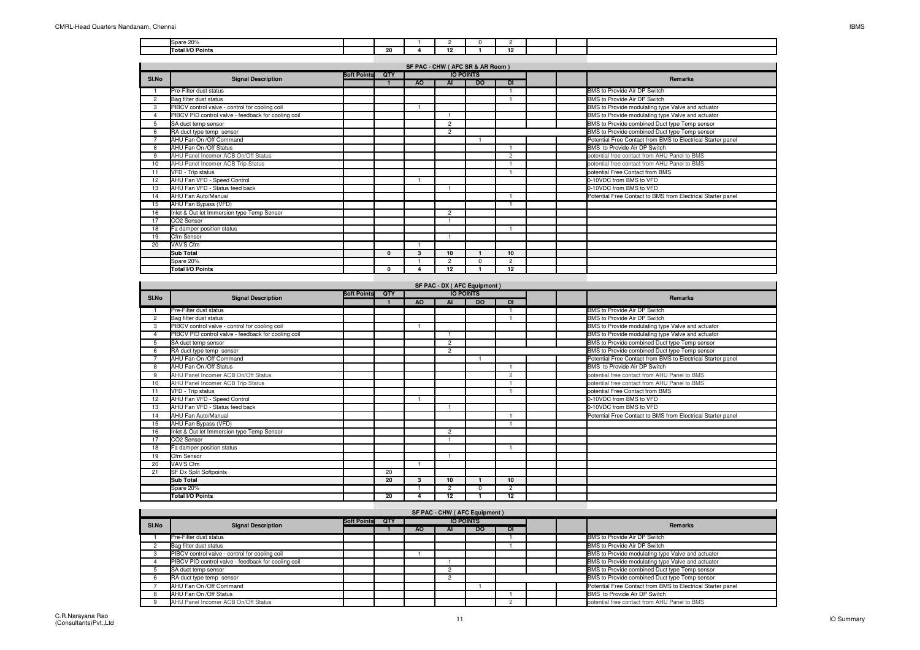| | | Soft Points | QTY | AO | AI | DO | DI | | | |
|---|---|---|---|---|---|---|---|---|---|---|
| | Spare 20% | | | 1 | 2 | 0 | 2 | | | |
| | Total I/O Points | | 20 | 4 | 12 | 1 | 12 | | | |

## SF PAC - CHW ( AFC SR & AR Room )

| Sl.No | Signal Description | Soft Points | QTY | IO POINTS | | | | | | Remarks |
|---|---|---|---|---|---|---|---|---|---|---|
| | | | 1 | AO | AI | DO | DI | | | |
| 1 | Pre-Filter dust status | | | | | | 1 | | | BMS to Provide Air DP Switch |
| 2 | Bag filter dust status | | | | | | 1 | | | BMS to Provide Air DP Switch |
| 3 | PIBCV control valve - control for cooling coil | | | 1 | | | | | | BMS to Provide modulating type Valve and actuator |
| 4 | PIBCV PID control valve - feedback for cooling coil | | | | 1 | | | | | BMS to Provide modulating type Valve and actuator |
| 5 | SA duct temp sensor | | | | 2 | | | | | BMS to Provide combined Duct type Temp sensor |
| 6 | RA duct type temp sensor | | | | 2 | | | | | BMS to Provide combined Duct type Temp sensor |
| 7 | AHU Fan On /Off Command | | | | | 1 | | | | Potential Free Contact from BMS to Electrical Starter panel |
| 8 | AHU Fan On /Off Status | | | | | | 1 | | | BMS to Provide Air DP Switch |
| 9 | AHU Panel Incomer ACB On/Off Status | | | | | | 2 | | | potential free contact from AHU Panel to BMS |
| 10 | AHU Panel Incomer ACB Trip Status | | | | | | 1 | | | potential free contact from AHU Panel to BMS |
| 11 | VFD - Trip status | | | | | | 1 | | | potential Free Contact from BMS |
| 12 | AHU Fan VFD - Speed Control | | | 1 | | | | | | 0-10VDC from BMS to VFD |
| 13 | AHU Fan VFD - Status feed back | | | | 1 | | | | | 0-10VDC from BMS to VFD |
| 14 | AHU Fan Auto/Manual | | | | | | 1 | | | Potential Free Contact to BMS from Electrical Starter panel |
| 15 | AHU Fan Bypass (VFD) | | | | | | 1 | | | |
| 16 | Inlet & Out let Immersion type Temp Sensor | | | | 2 | | | | | |
| 17 | CO2 Sensor | | | | 1 | | | | | |
| 18 | Fa damper position status | | | | | | 1 | | | |
| 19 | Cfm Sensor | | | | 1 | | | | | |
| 20 | VAV'S Cfm | | | 1 | | | | | | |
| | **Sub Total** | | **0** | **3** | **10** | **1** | **10** | | | |
| | Spare 20% | | | 1 | 2 | 0 | 2 | | | |
| | **Total I/O Points** | | **0** | **4** | **12** | **1** | **12** | | | |

## SF PAC - DX ( AFC Equipment )

| Sl.No | Signal Description | Soft Points | QTY | IO POINTS | | | | | | Remarks |
|---|---|---|---|---|---|---|---|---|---|---|
| | | | 1 | AO | AI | DO | DI | | | |
| 1 | Pre-Filter dust status | | | | | | 1 | | | BMS to Provide Air DP Switch |
| 2 | Bag filter dust status | | | | | | 1 | | | BMS to Provide Air DP Switch |
| 3 | PIBCV control valve - control for cooling coil | | | 1 | | | | | | BMS to Provide modulating type Valve and actuator |
| 4 | PIBCV PID control valve - feedback for cooling coil | | | | 1 | | | | | BMS to Provide modulating type Valve and actuator |
| 5 | SA duct temp sensor | | | | 2 | | | | | BMS to Provide combined Duct type Temp sensor |
| 6 | RA duct type temp sensor | | | | 2 | | | | | BMS to Provide combined Duct type Temp sensor |
| 7 | AHU Fan On /Off Command | | | | | 1 | | | | Potential Free Contact from BMS to Electrical Starter panel |
| 8 | AHU Fan On /Off Status | | | | | | 1 | | | BMS to Provide Air DP Switch |
| 9 | AHU Panel Incomer ACB On/Off Status | | | | | | 2 | | | potential free contact from AHU Panel to BMS |
| 10 | AHU Panel Incomer ACB Trip Status | | | | | | 1 | | | potential free contact from AHU Panel to BMS |
| 11 | VFD - Trip status | | | | | | 1 | | | potential Free Contact from BMS |
| 12 | AHU Fan VFD - Speed Control | | | 1 | | | | | | 0-10VDC from BMS to VFD |
| 13 | AHU Fan VFD - Status feed back | | | | 1 | | | | | 0-10VDC from BMS to VFD |
| 14 | AHU Fan Auto/Manual | | | | | | 1 | | | Potential Free Contact to BMS from Electrical Starter panel |
| 15 | AHU Fan Bypass (VFD) | | | | | | 1 | | | |
| 16 | Inlet & Out let Immersion type Temp Sensor | | | | 2 | | | | | |
| 17 | CO2 Sensor | | | | 1 | | | | | |
| 18 | Fa damper position status | | | | | | 1 | | | |
| 19 | Cfm Sensor | | | | 1 | | | | | |
| 20 | VAV'S Cfm | | | 1 | | | | | | |
| 21 | SF Dx Split Softpoints | | 20 | | | | | | | |
| | **Sub Total** | | **20** | **3** | **10** | **1** | **10** | | | |
| | Spare 20% | | | 1 | 2 | 0 | 2 | | | |
| | **Total I/O Points** | | **20** | **4** | **12** | **1** | **12** | | | |

## SF PAC - CHW ( AFC Equipment )

| Sl.No | Signal Description | Soft Points | QTY | IO POINTS | | | | | | Remarks |
|---|---|---|---|---|---|---|---|---|---|---|
| | | | 1 | AO | AI | DO | DI | | | |
| 1 | Pre-Filter dust status | | | | | | 1 | | | BMS to Provide Air DP Switch |
| 2 | Bag filter dust status | | | | | | 1 | | | BMS to Provide Air DP Switch |
| 3 | PIBCV control valve - control for cooling coil | | | 1 | | | | | | BMS to Provide modulating type Valve and actuator |
| 4 | PIBCV PID control valve - feedback for cooling coil | | | | 1 | | | | | BMS to Provide modulating type Valve and actuator |
| 5 | SA duct temp sensor | | | | 2 | | | | | BMS to Provide combined Duct type Temp sensor |
| 6 | RA duct type temp sensor | | | | 2 | | | | | BMS to Provide combined Duct type Temp sensor |
| 7 | AHU Fan On /Off Command | | | | | 1 | | | | Potential Free Contact from BMS to Electrical Starter panel |
| 8 | AHU Fan On /Off Status | | | | | | 1 | | | BMS to Provide Air DP Switch |
| 9 | AHU Panel Incomer ACB On/Off Status | | | | | | 2 | | | potential free contact from AHU Panel to BMS |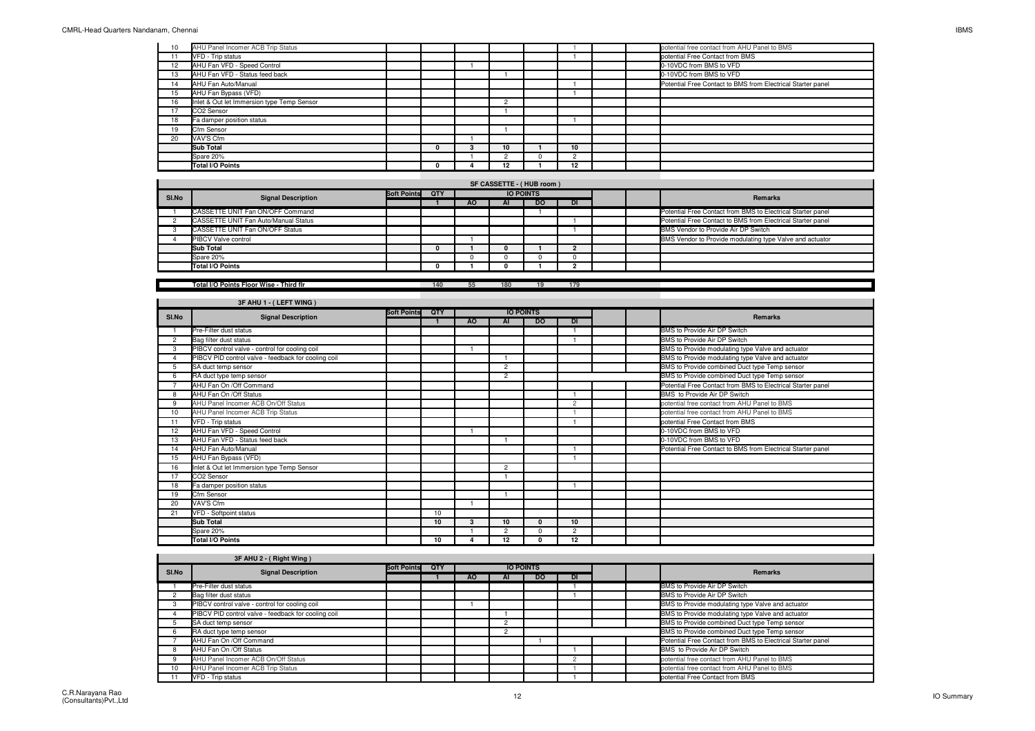| Sl.No | Signal Description | Soft Points | QTY | AO | AI | DO | DI | | | Remarks |
|---|---|---|---|---|---|---|---|---|---|---|
| 10 | AHU Panel Incomer ACB Trip Status | | | | | | 1 | | | potential free contact from AHU Panel to BMS |
| 11 | VFD - Trip status | | | | | | 1 | | | potential Free Contact from BMS |
| 12 | AHU Fan VFD - Speed Control | | | 1 | | | | | | 0-10VDC from BMS to VFD |
| 13 | AHU Fan VFD - Status feed back | | | | 1 | | | | | 0-10VDC from BMS to VFD |
| 14 | AHU Fan Auto/Manual | | | | | | 1 | | | Potential Free Contact to BMS from Electrical Starter panel |
| 15 | AHU Fan Bypass (VFD) | | | | | | 1 | | | |
| 16 | Inlet & Out let Immersion type Temp Sensor | | | | 2 | | | | | |
| 17 | CO2 Sensor | | | | 1 | | | | | |
| 18 | Fa damper position status | | | | | | 1 | | | |
| 19 | Cfm Sensor | | | | 1 | | | | | |
| 20 | VAV'S Cfm | | | 1 | | | | | | |
| | **Sub Total** | | **0** | **3** | **10** | **1** | **10** | | | |
| | Spare 20% | | | 1 | 2 | 0 | 2 | | | |
| | **Total I/O Points** | | **0** | **4** | **12** | **1** | **12** | | | |

**SF CASSETTE - ( HUB room )**

| Sl.No | Signal Description | Soft Points | QTY | IO POINTS | | | | | | Remarks |
|---|---|---|---|---|---|---|---|---|---|---|
| | | | 1 | AO | AI | DO | DI | | | |
| 1 | CASSETTE UNIT Fan ON/OFF Command | | | | | 1 | | | | Potential Free Contact from BMS to Electrical Starter panel |
| 2 | CASSETTE UNIT Fan Auto/Manual Status | | | | | | 1 | | | Potential Free Contact to BMS from Electrical Starter panel |
| 3 | CASSETTE UNIT Fan ON/OFF Status | | | | | | 1 | | | BMS Vendor to Provide Air DP Switch |
| 4 | PIBCV Valve control | | | 1 | | | | | | BMS Vendor to Provide modulating type Valve and actuator |
| | **Sub Total** | | **0** | **1** | **0** | **1** | **2** | | | |
| | Spare 20% | | | 0 | 0 | 0 | 0 | | | |
| | **Total I/O Points** | | **0** | **1** | **0** | **1** | **2** | | | |

| | Total I/O Points Floor Wise - Third flr | | 140 | 55 | 180 | 19 | 179 | | | |
|---|---|---|---|---|---|---|---|---|---|---|

**3F AHU 1 - ( LEFT WING )**

| Sl.No | Signal Description | Soft Points | QTY | IO POINTS | | | | | | Remarks |
|---|---|---|---|---|---|---|---|---|---|---|
| | | | 1 | AO | AI | DO | DI | | | |
| 1 | Pre-Filter dust status | | | | | | 1 | | | BMS to Provide Air DP Switch |
| 2 | Bag filter dust status | | | | | | 1 | | | BMS to Provide Air DP Switch |
| 3 | PIBCV control valve - control for cooling coil | | | 1 | | | | | | BMS to Provide modulating type Valve and actuator |
| 4 | PIBCV PID control valve - feedback for cooling coil | | | | 1 | | | | | BMS to Provide modulating type Valve and actuator |
| 5 | SA duct temp sensor | | | | 2 | | | | | BMS to Provide combined Duct type Temp sensor |
| 6 | RA duct type temp sensor | | | | 2 | | | | | BMS to Provide combined Duct type Temp sensor |
| 7 | AHU Fan On /Off Command | | | | | | | | | Potential Free Contact from BMS to Electrical Starter panel |
| 8 | AHU Fan On /Off Status | | | | | | 1 | | | BMS to Provide Air DP Switch |
| 9 | AHU Panel Incomer ACB On/Off Status | | | | | | 2 | | | potential free contact from AHU Panel to BMS |
| 10 | AHU Panel Incomer ACB Trip Status | | | | | | 1 | | | potential free contact from AHU Panel to BMS |
| 11 | VFD - Trip status | | | | | | 1 | | | potential Free Contact from BMS |
| 12 | AHU Fan VFD - Speed Control | | | 1 | | | | | | 0-10VDC from BMS to VFD |
| 13 | AHU Fan VFD - Status feed back | | | | 1 | | | | | 0-10VDC from BMS to VFD |
| 14 | AHU Fan Auto/Manual | | | | | | 1 | | | Potential Free Contact to BMS from Electrical Starter panel |
| 15 | AHU Fan Bypass (VFD) | | | | | | 1 | | | |
| 16 | Inlet & Out let Immersion type Temp Sensor | | | | 2 | | | | | |
| 17 | CO2 Sensor | | | | 1 | | | | | |
| 18 | Fa damper position status | | | | | | 1 | | | |
| 19 | Cfm Sensor | | | | 1 | | | | | |
| 20 | VAV'S Cfm | | | 1 | | | | | | |
| 21 | VFD - Softpoint status | | 10 | | | | | | | |
| | **Sub Total** | | **10** | **3** | **10** | **0** | **10** | | | |
| | Spare 20% | | | 1 | 2 | 0 | 2 | | | |
| | **Total I/O Points** | | **10** | **4** | **12** | **0** | **12** | | | |

**3F AHU 2 - ( Right Wing )**

| Sl.No | Signal Description | Soft Points | QTY | IO POINTS | | | | | | Remarks |
|---|---|---|---|---|---|---|---|---|---|---|
| | | | 1 | AO | AI | DO | DI | | | |
| 1 | Pre-Filter dust status | | | | | | 1 | | | BMS to Provide Air DP Switch |
| 2 | Bag filter dust status | | | | | | 1 | | | BMS to Provide Air DP Switch |
| 3 | PIBCV control valve - control for cooling coil | | | 1 | | | | | | BMS to Provide modulating type Valve and actuator |
| 4 | PIBCV PID control valve - feedback for cooling coil | | | | 1 | | | | | BMS to Provide modulating type Valve and actuator |
| 5 | SA duct temp sensor | | | | 2 | | | | | BMS to Provide combined Duct type Temp sensor |
| 6 | RA duct type temp sensor | | | | 2 | | | | | BMS to Provide combined Duct type Temp sensor |
| 7 | AHU Fan On /Off Command | | | | | 1 | | | | Potential Free Contact from BMS to Electrical Starter panel |
| 8 | AHU Fan On /Off Status | | | | | | 1 | | | BMS to Provide Air DP Switch |
| 9 | AHU Panel Incomer ACB On/Off Status | | | | | | 2 | | | potential free contact from AHU Panel to BMS |
| 10 | AHU Panel Incomer ACB Trip Status | | | | | | 1 | | | potential free contact from AHU Panel to BMS |
| 11 | VFD - Trip status | | | | | | 1 | | | potential Free Contact from BMS |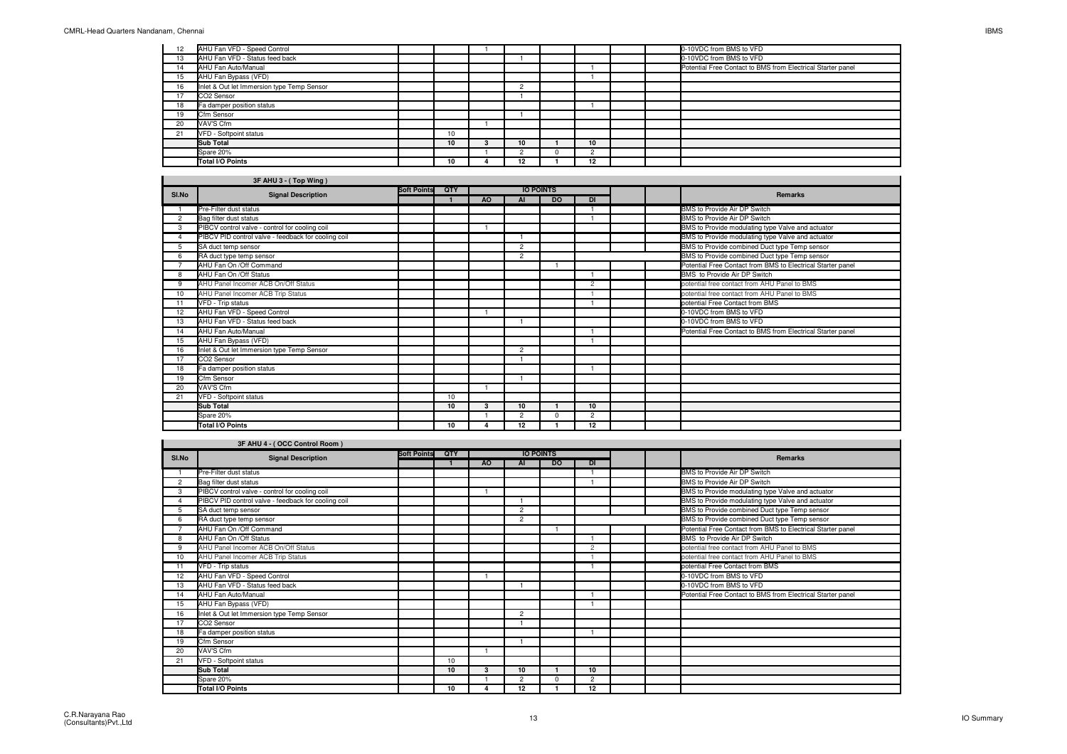| Sl.No | Signal Description | Soft Points | QTY | AO | AI | DO | DI | | | Remarks |
|---|---|---|---|---|---|---|---|---|---|---|
| 12 | AHU Fan VFD - Speed Control | | | 1 | | | | | | 0-10VDC from BMS to VFD |
| 13 | AHU Fan VFD - Status feed back | | | | 1 | | | | | 0-10VDC from BMS to VFD |
| 14 | AHU Fan Auto/Manual | | | | | | 1 | | | Potential Free Contact to BMS from Electrical Starter panel |
| 15 | AHU Fan Bypass (VFD) | | | | | | 1 | | | |
| 16 | Inlet & Out let Immersion type Temp Sensor | | | | 2 | | | | | |
| 17 | CO2 Sensor | | | | 1 | | | | | |
| 18 | Fa damper position status | | | | | | 1 | | | |
| 19 | Cfm Sensor | | | | 1 | | | | | |
| 20 | VAV'S Cfm | | | 1 | | | | | | |
| 21 | VFD - Softpoint status | | 10 | | | | | | | |
| | **Sub Total** | | **10** | **3** | **10** | **1** | **10** | | | |
| | Spare 20% | | | 1 | 2 | 0 | 2 | | | |
| | **Total I/O Points** | | **10** | **4** | **12** | **1** | **12** | | | |

### 3F AHU 3 - ( Top Wing )

| Sl.No | Signal Description | Soft Points | QTY | IO POINTS | | | | | | Remarks |
|---|---|---|---|---|---|---|---|---|---|---|
| | | | 1 | AO | AI | DO | DI | | | |
| 1 | Pre-Filter dust status | | | | | | 1 | | | BMS to Provide Air DP Switch |
| 2 | Bag filter dust status | | | | | | 1 | | | BMS to Provide Air DP Switch |
| 3 | PIBCV control valve - control for cooling coil | | | 1 | | | | | | BMS to Provide modulating type Valve and actuator |
| 4 | PIBCV PID control valve - feedback for cooling coil | | | | 1 | | | | | BMS to Provide modulating type Valve and actuator |
| 5 | SA duct temp sensor | | | | 2 | | | | | BMS to Provide combined Duct type Temp sensor |
| 6 | RA duct type temp sensor | | | | 2 | | | | | BMS to Provide combined Duct type Temp sensor |
| 7 | AHU Fan On /Off Command | | | | | 1 | | | | Potential Free Contact from BMS to Electrical Starter panel |
| 8 | AHU Fan On /Off Status | | | | | | 1 | | | BMS to Provide Air DP Switch |
| 9 | AHU Panel Incomer ACB On/Off Status | | | | | | 2 | | | potential free contact from AHU Panel to BMS |
| 10 | AHU Panel Incomer ACB Trip Status | | | | | | 1 | | | potential free contact from AHU Panel to BMS |
| 11 | VFD - Trip status | | | | | | 1 | | | potential Free Contact from BMS |
| 12 | AHU Fan VFD - Speed Control | | | 1 | | | | | | 0-10VDC from BMS to VFD |
| 13 | AHU Fan VFD - Status feed back | | | | 1 | | | | | 0-10VDC from BMS to VFD |
| 14 | AHU Fan Auto/Manual | | | | | | 1 | | | Potential Free Contact to BMS from Electrical Starter panel |
| 15 | AHU Fan Bypass (VFD) | | | | | | 1 | | | |
| 16 | Inlet & Out let Immersion type Temp Sensor | | | | 2 | | | | | |
| 17 | CO2 Sensor | | | | 1 | | | | | |
| 18 | Fa damper position status | | | | | | 1 | | | |
| 19 | Cfm Sensor | | | | 1 | | | | | |
| 20 | VAV'S Cfm | | | 1 | | | | | | |
| 21 | VFD - Softpoint status | | 10 | | | | | | | |
| | **Sub Total** | | **10** | **3** | **10** | **1** | **10** | | | |
| | Spare 20% | | | 1 | 2 | 0 | 2 | | | |
| | **Total I/O Points** | | **10** | **4** | **12** | **1** | **12** | | | |

### 3F AHU 4 - ( OCC Control Room )

| Sl.No | Signal Description | Soft Points | QTY | IO POINTS | | | | | | Remarks |
|---|---|---|---|---|---|---|---|---|---|---|
| | | | 1 | AO | AI | DO | DI | | | |
| 1 | Pre-Filter dust status | | | | | | 1 | | | BMS to Provide Air DP Switch |
| 2 | Bag filter dust status | | | | | | 1 | | | BMS to Provide Air DP Switch |
| 3 | PIBCV control valve - control for cooling coil | | | 1 | | | | | | BMS to Provide modulating type Valve and actuator |
| 4 | PIBCV PID control valve - feedback for cooling coil | | | | 1 | | | | | BMS to Provide modulating type Valve and actuator |
| 5 | SA duct temp sensor | | | | 2 | | | | | BMS to Provide combined Duct type Temp sensor |
| 6 | RA duct type temp sensor | | | | 2 | | | | | BMS to Provide combined Duct type Temp sensor |
| 7 | AHU Fan On /Off Command | | | | | 1 | | | | Potential Free Contact from BMS to Electrical Starter panel |
| 8 | AHU Fan On /Off Status | | | | | | 1 | | | BMS to Provide Air DP Switch |
| 9 | AHU Panel Incomer ACB On/Off Status | | | | | | 2 | | | potential free contact from AHU Panel to BMS |
| 10 | AHU Panel Incomer ACB Trip Status | | | | | | 1 | | | potential free contact from AHU Panel to BMS |
| 11 | VFD - Trip status | | | | | | 1 | | | potential Free Contact from BMS |
| 12 | AHU Fan VFD - Speed Control | | | 1 | | | | | | 0-10VDC from BMS to VFD |
| 13 | AHU Fan VFD - Status feed back | | | | 1 | | | | | 0-10VDC from BMS to VFD |
| 14 | AHU Fan Auto/Manual | | | | | | 1 | | | Potential Free Contact to BMS from Electrical Starter panel |
| 15 | AHU Fan Bypass (VFD) | | | | | | 1 | | | |
| 16 | Inlet & Out let Immersion type Temp Sensor | | | | 2 | | | | | |
| 17 | CO2 Sensor | | | | 1 | | | | | |
| 18 | Fa damper position status | | | | | | 1 | | | |
| 19 | Cfm Sensor | | | | 1 | | | | | |
| 20 | VAV'S Cfm | | | 1 | | | | | | |
| 21 | VFD - Softpoint status | | 10 | | | | | | | |
| | **Sub Total** | | **10** | **3** | **10** | **1** | **10** | | | |
| | Spare 20% | | | 1 | 2 | 0 | 2 | | | |
| | **Total I/O Points** | | **10** | **4** | **12** | **1** | **12** | | | |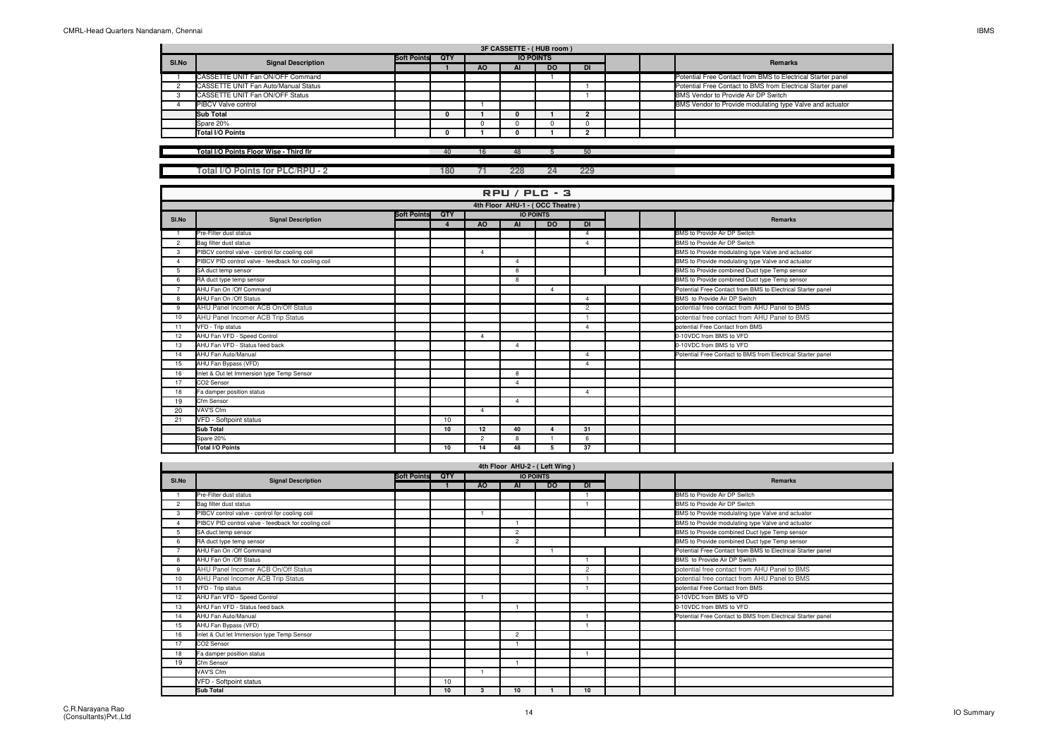### 3F CASSETTE - ( HUB room )

| Sl.No | Signal Description | Soft Points | QTY | IO POINTS | | | | | | Remarks |
|---|---|---|---|---|---|---|---|---|---|---|
| | | | 1 | AO | AI | DO | DI | | | |
| 1 | CASSETTE UNIT Fan ON/OFF Command | | | | | 1 | | | | Potential Free Contact from BMS to Electrical Starter panel |
| 2 | CASSETTE UNIT Fan Auto/Manual Status | | | | | | 1 | | | Potential Free Contact to BMS from Electrical Starter panel |
| 3 | CASSETTE UNIT Fan ON/OFF Status | | | | | | 1 | | | BMS Vendor to Provide Air DP Switch |
| 4 | PIBCV Valve control | | | 1 | | | | | | BMS Vendor to Provide modulating type Valve and actuator |
| | **Sub Total** | | **0** | **1** | **0** | **1** | **2** | | | |
| | Spare 20% | | | 0 | 0 | 0 | 0 | | | |
| | **Total I/O Points** | | **0** | **1** | **0** | **1** | **2** | | | |

| | | | | | | |
|---|---|---|---|---|---|---|
| **Total I/O Points Floor Wise - Third flr** | 40 | 16 | 48 | 5 | 50 | |

| | | | | | | |
|---|---|---|---|---|---|---|
| **Total I/O Points for PLC/RPU - 2** | 180 | 71 | 228 | 24 | 229 | |

## RPU / PLC - 3

### 4th Floor AHU-1 - ( OCC Theatre )

| Sl.No | Signal Description | Soft Points | QTY | IO POINTS | | | | | | Remarks |
|---|---|---|---|---|---|---|---|---|---|---|
| | | | 4 | AO | AI | DO | DI | | | |
| 1 | Pre-Filter dust status | | | | | | 4 | | | BMS to Provide Air DP Switch |
| 2 | Bag filter dust status | | | | | | 4 | | | BMS to Provide Air DP Switch |
| 3 | PIBCV control valve - control for cooling coil | | | 4 | | | | | | BMS to Provide modulating type Valve and actuator |
| 4 | PIBCV PID control valve - feedback for cooling coil | | | | 4 | | | | | BMS to Provide modulating type Valve and actuator |
| 5 | SA duct temp sensor | | | | 8 | | | | | BMS to Provide combined Duct type Temp sensor |
| 6 | RA duct type temp sensor | | | | 8 | | | | | BMS to Provide combined Duct type Temp sensor |
| 7 | AHU Fan On /Off Command | | | | | 4 | | | | Potential Free Contact from BMS to Electrical Starter panel |
| 8 | AHU Fan On /Off Status | | | | | | 4 | | | BMS to Provide Air DP Switch |
| 9 | AHU Panel Incomer ACB On/Off Status | | | | | | 2 | | | potential free contact from AHU Panel to BMS |
| 10 | AHU Panel Incomer ACB Trip Status | | | | | | 1 | | | potential free contact from AHU Panel to BMS |
| 11 | VFD - Trip status | | | | | | 4 | | | potential Free Contact from BMS |
| 12 | AHU Fan VFD - Speed Control | | | 4 | | | | | | 0-10VDC from BMS to VFD |
| 13 | AHU Fan VFD - Status feed back | | | | 4 | | | | | 0-10VDC from BMS to VFD |
| 14 | AHU Fan Auto/Manual | | | | | | 4 | | | Potential Free Contact to BMS from Electrical Starter panel |
| 15 | AHU Fan Bypass (VFD) | | | | | | 4 | | | |
| 16 | Inlet & Out let Immersion type Temp Sensor | | | | 8 | | | | | |
| 17 | CO2 Sensor | | | | 4 | | | | | |
| 18 | Fa damper position status | | | | | | 4 | | | |
| 19 | Cfm Sensor | | | | 4 | | | | | |
| 20 | VAV'S Cfm | | | 4 | | | | | | |
| 21 | VFD - Softpoint status | | 10 | | | | | | | |
| | **Sub Total** | | **10** | **12** | **40** | **4** | **31** | | | |
| | Spare 20% | | | 2 | 8 | 1 | 6 | | | |
| | **Total I/O Points** | | **10** | **14** | **48** | **5** | **37** | | | |

### 4th Floor AHU-2 - ( Left Wing )

| Sl.No | Signal Description | Soft Points | QTY | IO POINTS | | | | | | Remarks |
|---|---|---|---|---|---|---|---|---|---|---|
| | | | 1 | AO | AI | DO | DI | | | |
| 1 | Pre-Filter dust status | | | | | | 1 | | | BMS to Provide Air DP Switch |
| 2 | Bag filter dust status | | | | | | 1 | | | BMS to Provide Air DP Switch |
| 3 | PIBCV control valve - control for cooling coil | | | 1 | | | | | | BMS to Provide modulating type Valve and actuator |
| 4 | PIBCV PID control valve - feedback for cooling coil | | | | 1 | | | | | BMS to Provide modulating type Valve and actuator |
| 5 | SA duct temp sensor | | | | 2 | | | | | BMS to Provide combined Duct type Temp sensor |
| 6 | RA duct type temp sensor | | | | 2 | | | | | BMS to Provide combined Duct type Temp sensor |
| 7 | AHU Fan On /Off Command | | | | | 1 | | | | Potential Free Contact from BMS to Electrical Starter panel |
| 8 | AHU Fan On /Off Status | | | | | | 1 | | | BMS to Provide Air DP Switch |
| 9 | AHU Panel Incomer ACB On/Off Status | | | | | | 2 | | | potential free contact from AHU Panel to BMS |
| 10 | AHU Panel Incomer ACB Trip Status | | | | | | 1 | | | potential free contact from AHU Panel to BMS |
| 11 | VFD - Trip status | | | | | | 1 | | | potential Free Contact from BMS |
| 12 | AHU Fan VFD - Speed Control | | | 1 | | | | | | 0-10VDC from BMS to VFD |
| 13 | AHU Fan VFD - Status feed back | | | | 1 | | | | | 0-10VDC from BMS to VFD |
| 14 | AHU Fan Auto/Manual | | | | | | 1 | | | Potential Free Contact to BMS from Electrical Starter panel |
| 15 | AHU Fan Bypass (VFD) | | | | | | 1 | | | |
| 16 | Inlet & Out let Immersion type Temp Sensor | | | | 2 | | | | | |
| 17 | CO2 Sensor | | | | 1 | | | | | |
| 18 | Fa damper position status | | | | | | 1 | | | |
| 19 | Cfm Sensor | | | | 1 | | | | | |
| | VAV'S Cfm | | | 1 | | | | | | |
| | VFD - Softpoint status | | 10 | | | | | | | |
| | **Sub Total** | | **10** | **3** | **10** | **1** | **10** | | | |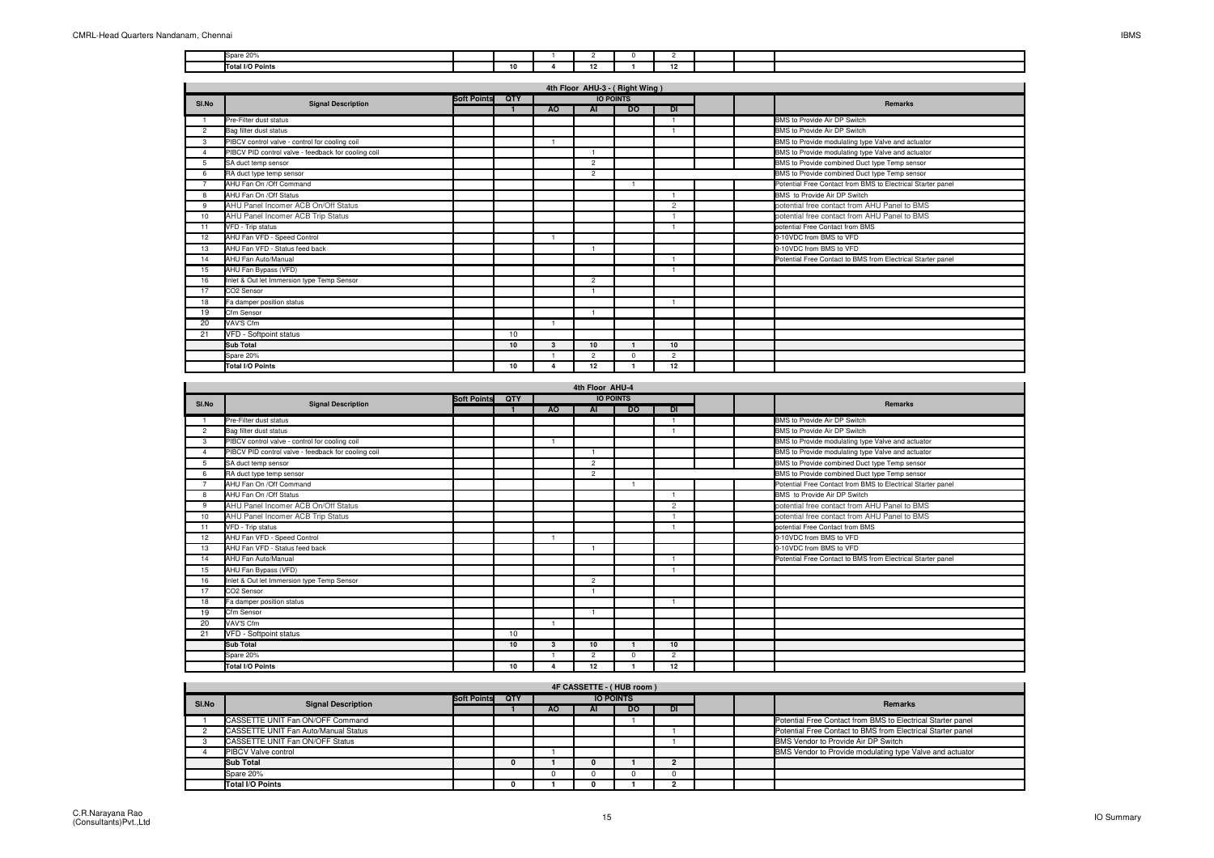| | | | | | | | | | | |
|---|---|---|---|---|---|---|---|---|---|---|
| | Spare 20% | | | 1 | 2 | 0 | 2 | | | |
| | **Total I/O Points** | | **10** | **4** | **12** | **1** | **12** | | | |

### 4th Floor AHU-3 - ( Right Wing )

| Sl.No | Signal Description | Soft Points | QTY | IO POINTS | | | | | | Remarks |
|---|---|---|---|---|---|---|---|---|---|---|
| | | | 1 | AO | AI | DO | DI | | | |
| 1 | Pre-Filter dust status | | | | | | 1 | | | BMS to Provide Air DP Switch |
| 2 | Bag filter dust status | | | | | | 1 | | | BMS to Provide Air DP Switch |
| 3 | PIBCV control valve - control for cooling coil | | | 1 | | | | | | BMS to Provide modulating type Valve and actuator |
| 4 | PIBCV PID control valve - feedback for cooling coil | | | | 1 | | | | | BMS to Provide modulating type Valve and actuator |
| 5 | SA duct temp sensor | | | | 2 | | | | | BMS to Provide combined Duct type Temp sensor |
| 6 | RA duct type temp sensor | | | | 2 | | | | | BMS to Provide combined Duct type Temp sensor |
| 7 | AHU Fan On /Off Command | | | | | 1 | | | | Potential Free Contact from BMS to Electrical Starter panel |
| 8 | AHU Fan On /Off Status | | | | | | 1 | | | BMS to Provide Air DP Switch |
| 9 | AHU Panel Incomer ACB On/Off Status | | | | | | 2 | | | potential free contact from AHU Panel to BMS |
| 10 | AHU Panel Incomer ACB Trip Status | | | | | | 1 | | | potential free contact from AHU Panel to BMS |
| 11 | VFD - Trip status | | | | | | 1 | | | potential Free Contact from BMS |
| 12 | AHU Fan VFD - Speed Control | | | 1 | | | | | | 0-10VDC from BMS to VFD |
| 13 | AHU Fan VFD - Status feed back | | | | 1 | | | | | 0-10VDC from BMS to VFD |
| 14 | AHU Fan Auto/Manual | | | | | | 1 | | | Potential Free Contact to BMS from Electrical Starter panel |
| 15 | AHU Fan Bypass (VFD) | | | | | | 1 | | | |
| 16 | Inlet & Out let Immersion type Temp Sensor | | | | 2 | | | | | |
| 17 | CO2 Sensor | | | | 1 | | | | | |
| 18 | Fa damper position status | | | | | | 1 | | | |
| 19 | Cfm Sensor | | | | 1 | | | | | |
| 20 | VAV'S Cfm | | | 1 | | | | | | |
| 21 | VFD - Softpoint status | | 10 | | | | | | | |
| | **Sub Total** | | **10** | **3** | **10** | **1** | **10** | | | |
| | Spare 20% | | | 1 | 2 | 0 | 2 | | | |
| | **Total I/O Points** | | **10** | **4** | **12** | **1** | **12** | | | |

### 4th Floor AHU-4

| Sl.No | Signal Description | Soft Points | QTY | IO POINTS | | | | | | Remarks |
|---|---|---|---|---|---|---|---|---|---|---|
| | | | 1 | AO | AI | DO | DI | | | |
| 1 | Pre-Filter dust status | | | | | | 1 | | | BMS to Provide Air DP Switch |
| 2 | Bag filter dust status | | | | | | 1 | | | BMS to Provide Air DP Switch |
| 3 | PIBCV control valve - control for cooling coil | | | 1 | | | | | | BMS to Provide modulating type Valve and actuator |
| 4 | PIBCV PID control valve - feedback for cooling coil | | | | 1 | | | | | BMS to Provide modulating type Valve and actuator |
| 5 | SA duct temp sensor | | | | 2 | | | | | BMS to Provide combined Duct type Temp sensor |
| 6 | RA duct type temp sensor | | | | 2 | | | | | BMS to Provide combined Duct type Temp sensor |
| 7 | AHU Fan On /Off Command | | | | | 1 | | | | Potential Free Contact from BMS to Electrical Starter panel |
| 8 | AHU Fan On /Off Status | | | | | | 1 | | | BMS to Provide Air DP Switch |
| 9 | AHU Panel Incomer ACB On/Off Status | | | | | | 2 | | | potential free contact from AHU Panel to BMS |
| 10 | AHU Panel Incomer ACB Trip Status | | | | | | 1 | | | potential free contact from AHU Panel to BMS |
| 11 | VFD - Trip status | | | | | | 1 | | | potential Free Contact from BMS |
| 12 | AHU Fan VFD - Speed Control | | | 1 | | | | | | 0-10VDC from BMS to VFD |
| 13 | AHU Fan VFD - Status feed back | | | | 1 | | | | | 0-10VDC from BMS to VFD |
| 14 | AHU Fan Auto/Manual | | | | | | 1 | | | Potential Free Contact to BMS from Electrical Starter panel |
| 15 | AHU Fan Bypass (VFD) | | | | | | 1 | | | |
| 16 | Inlet & Out let Immersion type Temp Sensor | | | | 2 | | | | | |
| 17 | CO2 Sensor | | | | 1 | | | | | |
| 18 | Fa damper position status | | | | | | 1 | | | |
| 19 | Cfm Sensor | | | | 1 | | | | | |
| 20 | VAV'S Cfm | | | 1 | | | | | | |
| 21 | VFD - Softpoint status | | 10 | | | | | | | |
| | **Sub Total** | | **10** | **3** | **10** | **1** | **10** | | | |
| | Spare 20% | | | 1 | 2 | 0 | 2 | | | |
| | **Total I/O Points** | | **10** | **4** | **12** | **1** | **12** | | | |

### 4F CASSETTE - ( HUB room )

| Sl.No | Signal Description | Soft Points | QTY | IO POINTS | | | | | | Remarks |
|---|---|---|---|---|---|---|---|---|---|---|
| | | | 1 | AO | AI | DO | DI | | | |
| 1 | CASSETTE UNIT Fan ON/OFF Command | | | | | 1 | | | | Potential Free Contact from BMS to Electrical Starter panel |
| 2 | CASSETTE UNIT Fan Auto/Manual Status | | | | | | 1 | | | Potential Free Contact to BMS from Electrical Starter panel |
| 3 | CASSETTE UNIT Fan ON/OFF Status | | | | | | 1 | | | BMS Vendor to Provide Air DP Switch |
| 4 | PIBCV Valve control | | | 1 | | | | | | BMS Vendor to Provide modulating type Valve and actuator |
| | **Sub Total** | | **0** | **1** | **0** | **1** | **2** | | | |
| | Spare 20% | | | 0 | 0 | 0 | 0 | | | |
| | **Total I/O Points** | | **0** | **1** | **0** | **1** | **2** | | | |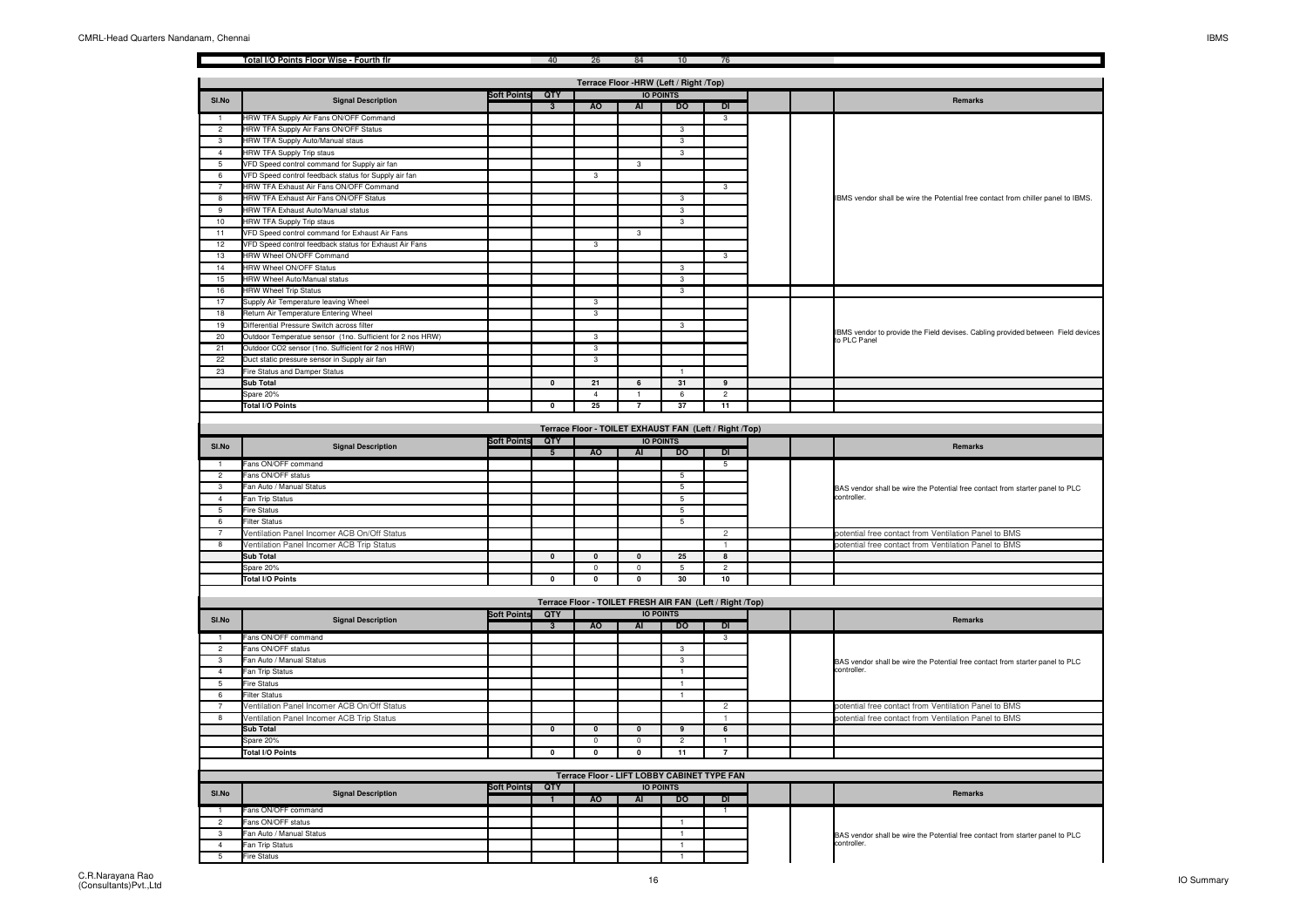| | Total I/O Points Floor Wise - Fourth flr | | 40 | 26 | 84 | 10 | 76 | | | |
|---|---|---|---|---|---|---|---|---|---|---|

### Terrace Floor -HRW (Left / Right /Top)

| Sl.No | Signal Description | Soft Points | QTY | IO POINTS | | | | | | Remarks |
|---|---|---|---|---|---|---|---|---|---|---|
| | | | 3 | AO | AI | DO | DI | | | |
| 1 | HRW TFA Supply Air Fans ON/OFF Command | | | | | | 3 | | | IBMS vendor shall be wire the Potential free contact from chiller panel to IBMS. |
| 2 | HRW TFA Supply Air Fans ON/OFF Status | | | | | 3 | | | | |
| 3 | HRW TFA Supply Auto/Manual staus | | | | | 3 | | | | |
| 4 | HRW TFA Supply Trip staus | | | | | 3 | | | | |
| 5 | VFD Speed control command for Supply air fan | | | | 3 | | | | | |
| 6 | VFD Speed control feedback status for Supply air fan | | | 3 | | | | | | |
| 7 | HRW TFA Exhaust Air Fans ON/OFF Command | | | | | | 3 | | | |
| 8 | HRW TFA Exhaust Air Fans ON/OFF Status | | | | | 3 | | | | |
| 9 | HRW TFA Exhaust Auto/Manual status | | | | | 3 | | | | |
| 10 | HRW TFA Supply Trip staus | | | | | 3 | | | | |
| 11 | VFD Speed control command for Exhaust Air Fans | | | | 3 | | | | | |
| 12 | VFD Speed control feedback status for Exhaust Air Fans | | | 3 | | | | | | |
| 13 | HRW Wheel ON/OFF Command | | | | | | 3 | | | |
| 14 | HRW Wheel ON/OFF Status | | | | | 3 | | | | |
| 15 | HRW Wheel Auto/Manual status | | | | | 3 | | | | |
| 16 | HRW Wheel Trip Status | | | | | 3 | | | | |
| 17 | Supply Air Temperature leaving Wheel | | | 3 | | | | | | IBMS vendor to provide the Field devises. Cabling provided between Field devices to PLC Panel |
| 18 | Return Air Temperature Entering Wheel | | | 3 | | | | | | |
| 19 | Differential Pressure Switch across filter | | | | | 3 | | | | |
| 20 | Outdoor Temperatue sensor (1no. Sufficient for 2 nos HRW) | | | 3 | | | | | | |
| 21 | Outdoor CO2 sensor (1no. Sufficient for 2 nos HRW) | | | 3 | | | | | | |
| 22 | Duct static pressure sensor in Supply air fan | | | 3 | | | | | | |
| 23 | Fire Status and Damper Status | | | | | 1 | | | | |
| | **Sub Total** | | **0** | **21** | **6** | **31** | **9** | | | |
| | Spare 20% | | | 4 | 1 | 6 | 2 | | | |
| | **Total I/O Points** | | **0** | **25** | **7** | **37** | **11** | | | |

### Terrace Floor - TOILET EXHAUST FAN (Left / Right /Top)

| Sl.No | Signal Description | Soft Points | QTY | IO POINTS | | | | | | Remarks |
|---|---|---|---|---|---|---|---|---|---|---|
| | | | 5 | AO | AI | DO | DI | | | |
| 1 | Fans ON/OFF command | | | | | | 5 | | | BAS vendor shall be wire the Potential free contact from starter panel to PLC controller. |
| 2 | Fans ON/OFF status | | | | | 5 | | | | |
| 3 | Fan Auto / Manual Status | | | | | 5 | | | | |
| 4 | Fan Trip Status | | | | | 5 | | | | |
| 5 | Fire Status | | | | | 5 | | | | |
| 6 | Filter Status | | | | | 5 | | | | |
| 7 | Ventilation Panel Incomer ACB On/Off Status | | | | | | 2 | | | potential free contact from Ventilation Panel to BMS |
| 8 | Ventilation Panel Incomer ACB Trip Status | | | | | | 1 | | | potential free contact from Ventilation Panel to BMS |
| | **Sub Total** | | **0** | **0** | **0** | **25** | **8** | | | |
| | Spare 20% | | | 0 | 0 | 5 | 2 | | | |
| | **Total I/O Points** | | **0** | **0** | **0** | **30** | **10** | | | |

### Terrace Floor - TOILET FRESH AIR FAN (Left / Right /Top)

| Sl.No | Signal Description | Soft Points | QTY | IO POINTS | | | | | | Remarks |
|---|---|---|---|---|---|---|---|---|---|---|
| | | | 3 | AO | AI | DO | DI | | | |
| 1 | Fans ON/OFF command | | | | | | 3 | | | BAS vendor shall be wire the Potential free contact from starter panel to PLC controller. |
| 2 | Fans ON/OFF status | | | | | 3 | | | | |
| 3 | Fan Auto / Manual Status | | | | | 3 | | | | |
| 4 | Fan Trip Status | | | | | 1 | | | | |
| 5 | Fire Status | | | | | 1 | | | | |
| 6 | Filter Status | | | | | 1 | | | | |
| 7 | Ventilation Panel Incomer ACB On/Off Status | | | | | | 2 | | | potential free contact from Ventilation Panel to BMS |
| 8 | Ventilation Panel Incomer ACB Trip Status | | | | | | 1 | | | potential free contact from Ventilation Panel to BMS |
| | **Sub Total** | | **0** | **0** | **0** | **9** | **6** | | | |
| | Spare 20% | | | 0 | 0 | 2 | 1 | | | |
| | **Total I/O Points** | | **0** | **0** | **0** | **11** | **7** | | | |

### Terrace Floor - LIFT LOBBY CABINET TYPE FAN

| Sl.No | Signal Description | Soft Points | QTY | IO POINTS | | | | | | Remarks |
|---|---|---|---|---|---|---|---|---|---|---|
| | | | 1 | AO | AI | DO | DI | | | |
| 1 | Fans ON/OFF command | | | | | | 1 | | | BAS vendor shall be wire the Potential free contact from starter panel to PLC controller. |
| 2 | Fans ON/OFF status | | | | | 1 | | | | |
| 3 | Fan Auto / Manual Status | | | | | 1 | | | | |
| 4 | Fan Trip Status | | | | | 1 | | | | |
| 5 | Fire Status | | | | | 1 | | | | |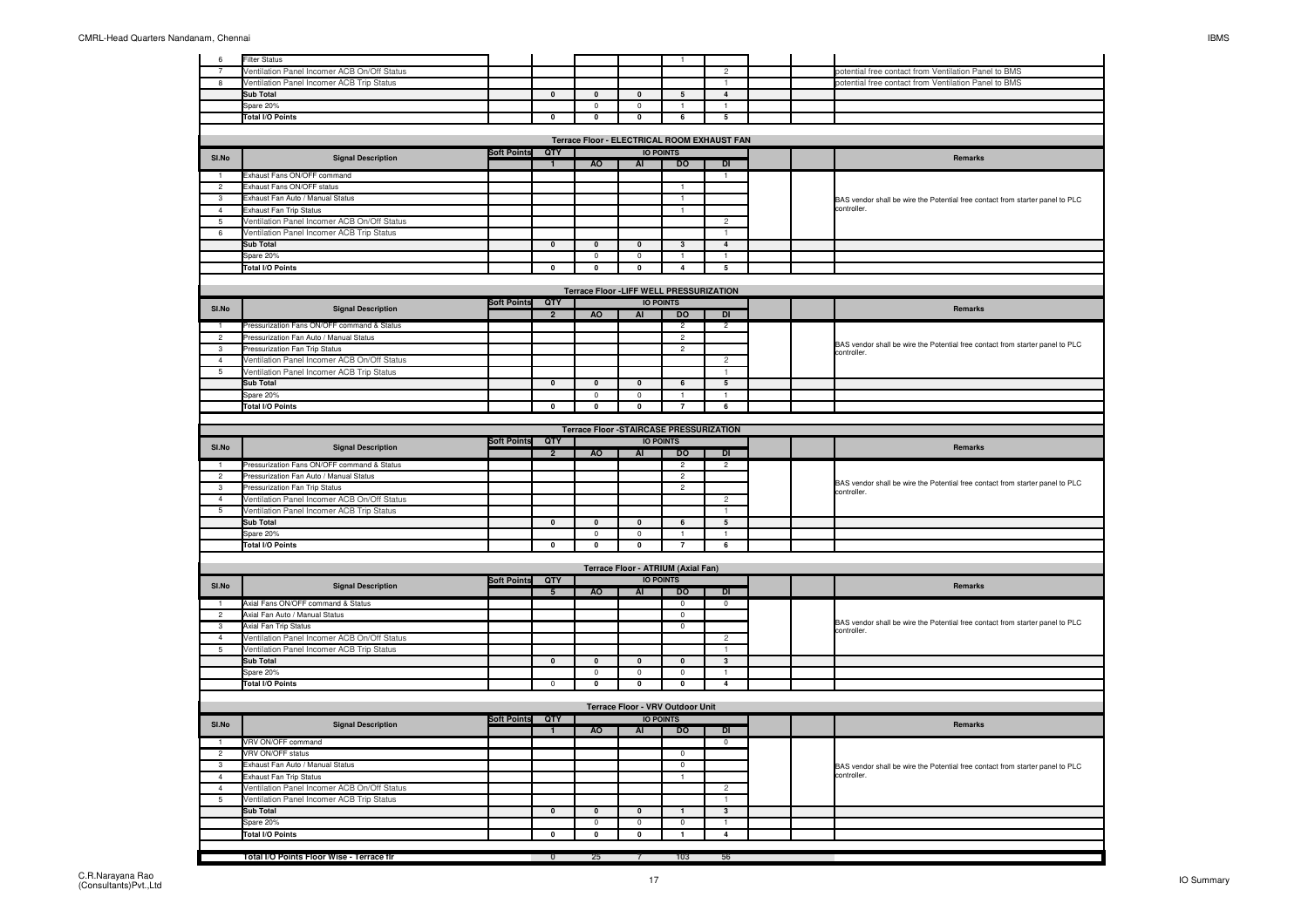| Sl.No | Signal Description | Soft Points | QTY | AO | AI | DO | DI | | | Remarks |
|---|---|---|---|---|---|---|---|---|---|---|
| 6 | Filter Status | | | | | 1 | | | | |
| 7 | Ventilation Panel Incomer ACB On/Off Status | | | | | | 2 | | | potential free contact from Ventilation Panel to BMS |
| 8 | Ventilation Panel Incomer ACB Trip Status | | | | | | 1 | | | potential free contact from Ventilation Panel to BMS |
| | **Sub Total** | | **0** | **0** | **0** | **5** | **4** | | | |
| | Spare 20% | | | 0 | 0 | 1 | 1 | | | |
| | **Total I/O Points** | | **0** | **0** | **0** | **6** | **5** | | | |

**Terrace Floor - ELECTRICAL ROOM EXHAUST FAN**

| Sl.No | Signal Description | Soft Points | QTY | IO POINTS | | | | | | Remarks |
|---|---|---|---|---|---|---|---|---|---|---|
| | | | 1 | AO | AI | DO | DI | | | |
| 1 | Exhaust Fans ON/OFF command | | | | | | 1 | | | BAS vendor shall be wire the Potential free contact from starter panel to PLC controller. |
| 2 | Exhaust Fans ON/OFF status | | | | | 1 | | | | |
| 3 | Exhaust Fan Auto / Manual Status | | | | | 1 | | | | |
| 4 | Exhaust Fan Trip Status | | | | | 1 | | | | |
| 5 | Ventilation Panel Incomer ACB On/Off Status | | | | | | 2 | | | |
| 6 | Ventilation Panel Incomer ACB Trip Status | | | | | | 1 | | | |
| | **Sub Total** | | **0** | **0** | **0** | **3** | **4** | | | |
| | Spare 20% | | | 0 | 0 | 1 | 1 | | | |
| | **Total I/O Points** | | **0** | **0** | **0** | **4** | **5** | | | |

**Terrace Floor -LIFF WELL PRESSURIZATION**

| Sl.No | Signal Description | Soft Points | QTY | IO POINTS | | | | | | Remarks |
|---|---|---|---|---|---|---|---|---|---|---|
| | | | 2 | AO | AI | DO | DI | | | |
| 1 | Pressurization Fans ON/OFF command & Status | | | | | 2 | 2 | | | BAS vendor shall be wire the Potential free contact from starter panel to PLC controller. |
| 2 | Pressurization Fan Auto / Manual Status | | | | | 2 | | | | |
| 3 | Pressurization Fan Trip Status | | | | | 2 | | | | |
| 4 | Ventilation Panel Incomer ACB On/Off Status | | | | | | 2 | | | |
| 5 | Ventilation Panel Incomer ACB Trip Status | | | | | | 1 | | | |
| | **Sub Total** | | **0** | **0** | **0** | **6** | **5** | | | |
| | Spare 20% | | | 0 | 0 | 1 | 1 | | | |
| | **Total I/O Points** | | **0** | **0** | **0** | **7** | **6** | | | |

**Terrace Floor -STAIRCASE PRESSURIZATION**

| Sl.No | Signal Description | Soft Points | QTY | IO POINTS | | | | | | Remarks |
|---|---|---|---|---|---|---|---|---|---|---|
| | | | 2 | AO | AI | DO | DI | | | |
| 1 | Pressurization Fans ON/OFF command & Status | | | | | 2 | 2 | | | BAS vendor shall be wire the Potential free contact from starter panel to PLC controller. |
| 2 | Pressurization Fan Auto / Manual Status | | | | | 2 | | | | |
| 3 | Pressurization Fan Trip Status | | | | | 2 | | | | |
| 4 | Ventilation Panel Incomer ACB On/Off Status | | | | | | 2 | | | |
| 5 | Ventilation Panel Incomer ACB Trip Status | | | | | | 1 | | | |
| | **Sub Total** | | **0** | **0** | **0** | **6** | **5** | | | |
| | Spare 20% | | | 0 | 0 | 1 | 1 | | | |
| | **Total I/O Points** | | **0** | **0** | **0** | **7** | **6** | | | |

**Terrace Floor - ATRIUM (Axial Fan)**

| Sl.No | Signal Description | Soft Points | QTY | IO POINTS | | | | | | Remarks |
|---|---|---|---|---|---|---|---|---|---|---|
| | | | 5 | AO | AI | DO | DI | | | |
| 1 | Axial Fans ON/OFF command & Status | | | | | 0 | 0 | | | BAS vendor shall be wire the Potential free contact from starter panel to PLC controller. |
| 2 | Axial Fan Auto / Manual Status | | | | | 0 | | | | |
| 3 | Axial Fan Trip Status | | | | | 0 | | | | |
| 4 | Ventilation Panel Incomer ACB On/Off Status | | | | | | 2 | | | |
| 5 | Ventilation Panel Incomer ACB Trip Status | | | | | | 1 | | | |
| | **Sub Total** | | **0** | **0** | **0** | **0** | **3** | | | |
| | Spare 20% | | | 0 | 0 | 0 | 1 | | | |
| | **Total I/O Points** | | 0 | **0** | **0** | **0** | **4** | | | |

**Terrace Floor - VRV Outdoor Unit**

| Sl.No | Signal Description | Soft Points | QTY | IO POINTS | | | | | | Remarks |
|---|---|---|---|---|---|---|---|---|---|---|
| | | | 1 | AO | AI | DO | DI | | | |
| 1 | VRV ON/OFF command | | | | | | 0 | | | BAS vendor shall be wire the Potential free contact from starter panel to PLC controller. |
| 2 | VRV ON/OFF status | | | | | 0 | | | | |
| 3 | Exhaust Fan Auto / Manual Status | | | | | 0 | | | | |
| 4 | Exhaust Fan Trip Status | | | | | 1 | | | | |
| 4 | Ventilation Panel Incomer ACB On/Off Status | | | | | | 2 | | | |
| 5 | Ventilation Panel Incomer ACB Trip Status | | | | | | 1 | | | |
| | **Sub Total** | | **0** | **0** | **0** | **1** | **3** | | | |
| | Spare 20% | | | 0 | 0 | 0 | 1 | | | |
| | **Total I/O Points** | | **0** | **0** | **0** | **1** | **4** | | | |

| | Signal Description | Soft Points | QTY | AO | AI | DO | DI | | | Remarks |
|---|---|---|---|---|---|---|---|---|---|---|
| | **Total I/O Points Floor Wise - Terrace flr** | | 0 | 25 | 7 | 103 | 56 | | | |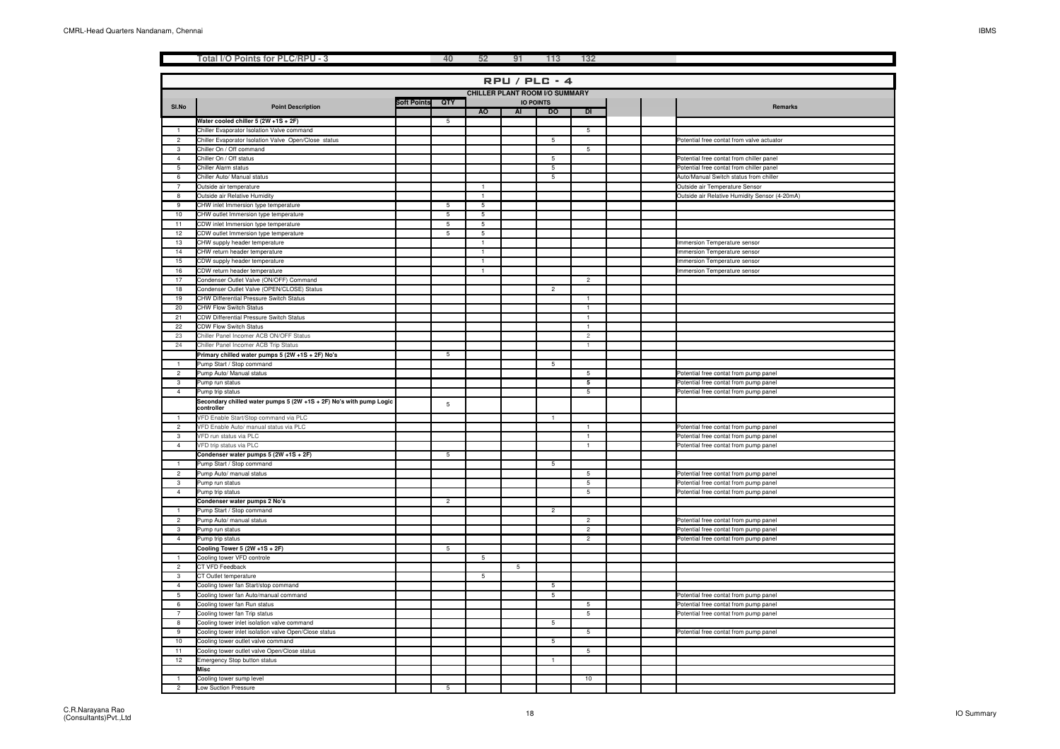| Total I/O Points for PLC/RPU - 3 | | 40 | 52 | 91 | 113 | 132 | | | |
|---|---|---|---|---|---|---|---|---|---|

# RPU / PLC - 4

## CHILLER PLANT ROOM I/O SUMMARY

| Sl.No | Point Description | Soft Points | QTY | AO | AI | DO | DI | | | Remarks |
|---|---|---|---|---|---|---|---|---|---|---|
| | **Water cooled chiller 5 (2W +1S + 2F)** | | 5 | | | | | | | |
| 1 | Chiller Evaporator Isolation Valve command | | | | | | 5 | | | |
| 2 | Chiller Evaporator Isolation Valve Open/Close status | | | | | 5 | | | | Potential free contat from valve actuator |
| 3 | Chiller On / Off command | | | | | | 5 | | | |
| 4 | Chiller On / Off status | | | | | 5 | | | | Potential free contat from chiller panel |
| 5 | Chiller Alarm status | | | | | 5 | | | | Potential free contat from chiller panel |
| 6 | Chiller Auto/ Manual status | | | | | 5 | | | | Auto/Manual Switch status from chiller |
| 7 | Outside air temperature | | | 1 | | | | | | Outside air Temperature Sensor |
| 8 | Outside air Relative Humidity | | | 1 | | | | | | Outside air Relative Humidity Sensor (4-20mA) |
| 9 | CHW inlet Immersion type temperature | | 5 | 5 | | | | | | |
| 10 | CHW outlet Immersion type temperature | | 5 | 5 | | | | | | |
| 11 | CDW inlet Immersion type temperature | | 5 | 5 | | | | | | |
| 12 | CDW outlet Immersion type temperature | | 5 | 5 | | | | | | |
| 13 | CHW supply header temperature | | | 1 | | | | | | Immersion Temperature sensor |
| 14 | CHW return header temperature | | | 1 | | | | | | Immersion Temperature sensor |
| 15 | CDW supply header temperature | | | 1 | | | | | | Immersion Temperature sensor |
| 16 | CDW return header temperature | | | 1 | | | | | | Immersion Temperature sensor |
| 17 | Condenser Outlet Valve (ON/OFF) Command | | | | | | 2 | | | |
| 18 | Condenser Outlet Valve (OPEN/CLOSE) Status | | | | | 2 | | | | |
| 19 | CHW Differential Pressure Switch Status | | | | | | 1 | | | |
| 20 | CHW Flow Switch Status | | | | | | 1 | | | |
| 21 | CDW Differential Pressure Switch Status | | | | | | 1 | | | |
| 22 | CDW Flow Switch Status | | | | | | 1 | | | |
| 23 | Chiller Panel Incomer ACB ON/OFF Status | | | | | | 2 | | | |
| 24 | Chiller Panel Incomer ACB Trip Status | | | | | | 1 | | | |
| | **Primary chilled water pumps 5 (2W +1S + 2F) No's** | | 5 | | | | | | | |
| 1 | Pump Start / Stop command | | | | | 5 | | | | |
| 2 | Pump Auto/ Manual status | | | | | | 5 | | | Potential free contat from pump panel |
| 3 | Pump run status | | | | | | 5 | | | Potential free contat from pump panel |
| 4 | Pump trip status | | | | | | 5 | | | Potential free contat from pump panel |
| | **Secondary chilled water pumps 5 (2W +1S + 2F) No's with pump Logic controller** | | 5 | | | | | | | |
| 1 | VFD Enable Start/Stop command via PLC | | | | | 1 | | | | |
| 2 | VFD Enable Auto/ manual status via PLC | | | | | | 1 | | | Potential free contat from pump panel |
| 3 | VFD run status via PLC | | | | | | 1 | | | Potential free contat from pump panel |
| 4 | VFD trip status via PLC | | | | | | 1 | | | Potential free contat from pump panel |
| | **Condenser water pumps 5 (2W +1S + 2F)** | | 5 | | | | | | | |
| 1 | Pump Start / Stop command | | | | | 5 | | | | |
| 2 | Pump Auto/ manual status | | | | | | 5 | | | Potential free contat from pump panel |
| 3 | Pump run status | | | | | | 5 | | | Potential free contat from pump panel |
| 4 | Pump trip status | | | | | | 5 | | | Potential free contat from pump panel |
| | **Condenser water pumps 2 No's** | | 2 | | | | | | | |
| 1 | Pump Start / Stop command | | | | | 2 | | | | |
| 2 | Pump Auto/ manual status | | | | | | 2 | | | Potential free contat from pump panel |
| 3 | Pump run status | | | | | | 2 | | | Potential free contat from pump panel |
| 4 | Pump trip status | | | | | | 2 | | | Potential free contat from pump panel |
| | **Cooling Tower 5 (2W +1S + 2F)** | | 5 | | | | | | | |
| 1 | Cooling tower VFD controle | | | 5 | | | | | | |
| 2 | CT VFD Feedback | | | | 5 | | | | | |
| 3 | CT Outlet temperature | | | 5 | | | | | | |
| 4 | Cooling tower fan Start/stop command | | | | | 5 | | | | |
| 5 | Cooling tower fan Auto/manual command | | | | | 5 | | | | Potential free contat from pump panel |
| 6 | Cooling tower fan Run status | | | | | | 5 | | | Potential free contat from pump panel |
| 7 | Cooling tower fan Trip status | | | | | | 5 | | | Potential free contat from pump panel |
| 8 | Cooling tower inlet isolation valve command | | | | | 5 | | | | |
| 9 | Cooling tower inlet isolation valve Open/Close status | | | | | | 5 | | | Potential free contat from pump panel |
| 10 | Cooling tower outlet valve command | | | | | 5 | | | | |
| 11 | Cooling tower outlet valve Open/Close status | | | | | | 5 | | | |
| 12 | Emergency Stop button status | | | | | 1 | | | | |
| | **Misc** | | | | | | | | | |
| 1 | Cooling tower sump level | | | | | | 10 | | | |
| 2 | Low Suction Pressure | | 5 | | | | | | | |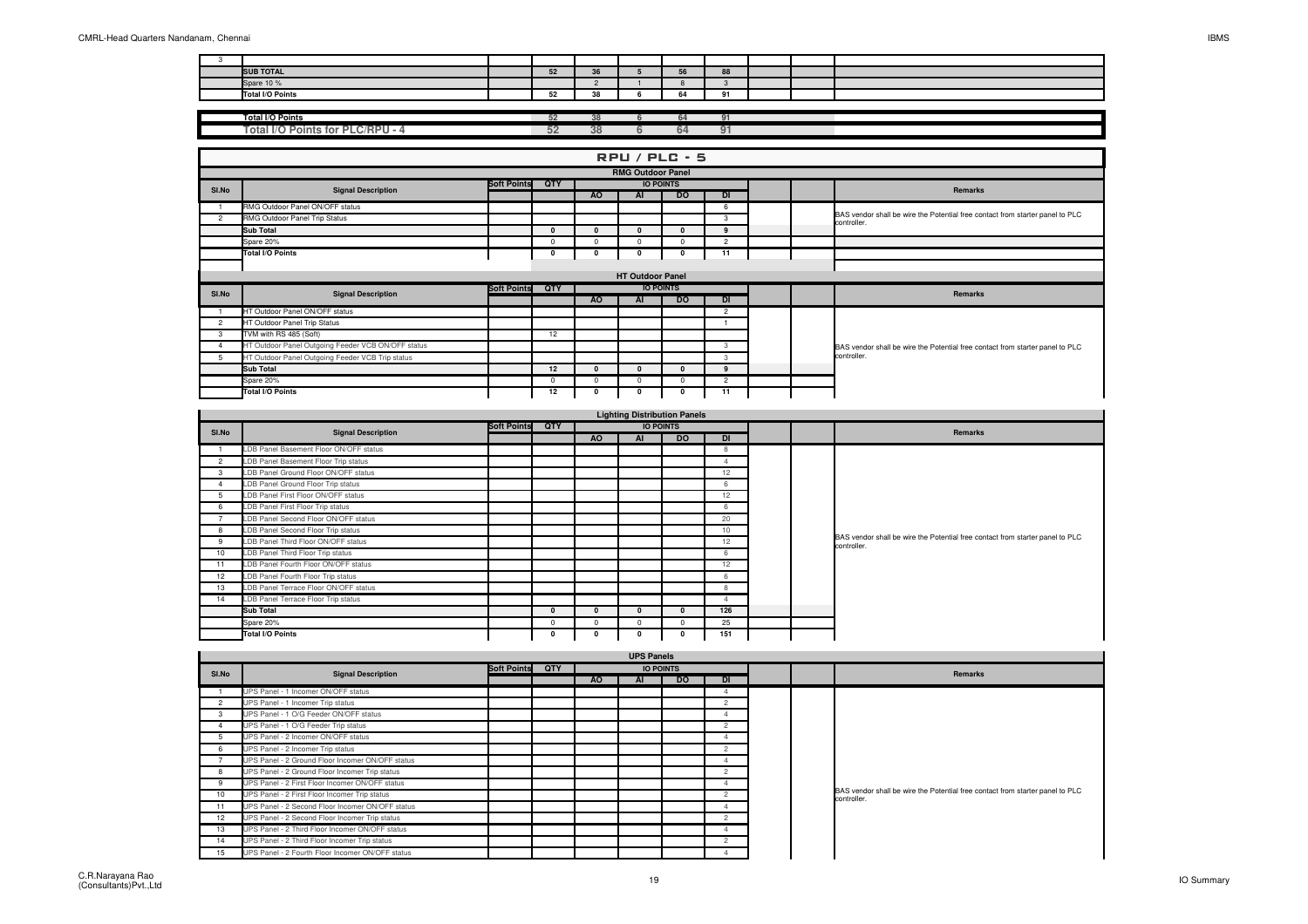| | | | | | | | | | | |
|---|---|---|---|---|---|---|---|---|---|---|
| 3 | | | | | | | | | | |
| | **SUB TOTAL** | | **52** | **36** | **5** | **56** | **88** | | | |
| | Spare 10 % | | | 2 | 1 | 8 | 3 | | | |
| | **Total I/O Points** | | **52** | **38** | **6** | **64** | **91** | | | |

| | | | | | | |
|---|---|---|---|---|---|---|
| **Total I/O Points** | **52** | **38** | **6** | **64** | **91** | |
| **Total I/O Points for PLC/RPU - 4** | **52** | **38** | **6** | **64** | **91** | |

## RPU / PLC - 5

### RMG Outdoor Panel

| Sl.No | Signal Description | Soft Points | QTY | AO | AI | DO | DI | | | Remarks |
|---|---|---|---|---|---|---|---|---|---|---|
| | | | | **IO POINTS** | | | | | | |
| 1 | RMG Outdoor Panel ON/OFF status | | | | | | 6 | | | BAS vendor shall be wire the Potential free contact from starter panel to PLC controller. |
| 2 | RMG Outdoor Panel Trip Status | | | | | | 3 | | | |
| | **Sub Total** | | **0** | **0** | **0** | **0** | **9** | | | |
| | Spare 20% | | 0 | 0 | 0 | 0 | 2 | | | |
| | **Total I/O Points** | | **0** | **0** | **0** | **0** | **11** | | | |

### HT Outdoor Panel

| Sl.No | Signal Description | Soft Points | QTY | AO | AI | DO | DI | | | Remarks |
|---|---|---|---|---|---|---|---|---|---|---|
| | | | | **IO POINTS** | | | | | | |
| 1 | HT Outdoor Panel ON/OFF status | | | | | | 2 | | | BAS vendor shall be wire the Potential free contact from starter panel to PLC controller. |
| 2 | HT Outdoor Panel Trip Status | | | | | | 1 | | | |
| 3 | TVM with RS 485 (Soft) | | 12 | | | | | | | |
| 4 | HT Outdoor Panel Outgoing Feeder VCB ON/OFF status | | | | | | 3 | | | |
| 5 | HT Outdoor Panel Outgoing Feeder VCB Trip status | | | | | | 3 | | | |
| | **Sub Total** | | **12** | **0** | **0** | **0** | **9** | | | |
| | Spare 20% | | 0 | 0 | 0 | 0 | 2 | | | |
| | **Total I/O Points** | | **12** | **0** | **0** | **0** | **11** | | | |

### Lighting Distribution Panels

| Sl.No | Signal Description | Soft Points | QTY | AO | AI | DO | DI | | | Remarks |
|---|---|---|---|---|---|---|---|---|---|---|
| | | | | **IO POINTS** | | | | | | |
| 1 | LDB Panel Basement Floor ON/OFF status | | | | | | 8 | | | BAS vendor shall be wire the Potential free contact from starter panel to PLC controller. |
| 2 | LDB Panel Basement Floor Trip status | | | | | | 4 | | | |
| 3 | LDB Panel Ground Floor ON/OFF status | | | | | | 12 | | | |
| 4 | LDB Panel Ground Floor Trip status | | | | | | 6 | | | |
| 5 | LDB Panel First Floor ON/OFF status | | | | | | 12 | | | |
| 6 | LDB Panel First Floor Trip status | | | | | | 6 | | | |
| 7 | LDB Panel Second Floor ON/OFF status | | | | | | 20 | | | |
| 8 | LDB Panel Second Floor Trip status | | | | | | 10 | | | |
| 9 | LDB Panel Third Floor ON/OFF status | | | | | | 12 | | | |
| 10 | LDB Panel Third Floor Trip status | | | | | | 6 | | | |
| 11 | LDB Panel Fourth Floor ON/OFF status | | | | | | 12 | | | |
| 12 | LDB Panel Fourth Floor Trip status | | | | | | 6 | | | |
| 13 | LDB Panel Terrace Floor ON/OFF status | | | | | | 8 | | | |
| 14 | LDB Panel Terrace Floor Trip status | | | | | | 4 | | | |
| | **Sub Total** | | **0** | **0** | **0** | **0** | **126** | | | |
| | Spare 20% | | 0 | 0 | 0 | 0 | 25 | | | |
| | **Total I/O Points** | | **0** | **0** | **0** | **0** | **151** | | | |

### UPS Panels

| Sl.No | Signal Description | Soft Points | QTY | AO | AI | DO | DI | | | Remarks |
|---|---|---|---|---|---|---|---|---|---|---|
| | | | | **IO POINTS** | | | | | | |
| 1 | UPS Panel - 1 Incomer ON/OFF status | | | | | | 4 | | | BAS vendor shall be wire the Potential free contact from starter panel to PLC controller. |
| 2 | UPS Panel - 1 Incomer Trip status | | | | | | 2 | | | |
| 3 | UPS Panel - 1 O/G Feeder ON/OFF status | | | | | | 4 | | | |
| 4 | UPS Panel - 1 O/G Feeder Trip status | | | | | | 2 | | | |
| 5 | UPS Panel - 2 Incomer ON/OFF status | | | | | | 4 | | | |
| 6 | UPS Panel - 2 Incomer Trip status | | | | | | 2 | | | |
| 7 | UPS Panel - 2 Ground Floor Incomer ON/OFF status | | | | | | 4 | | | |
| 8 | UPS Panel - 2 Ground Floor Incomer Trip status | | | | | | 2 | | | |
| 9 | UPS Panel - 2 First Floor Incomer ON/OFF status | | | | | | 4 | | | |
| 10 | UPS Panel - 2 First Floor Incomer Trip status | | | | | | 2 | | | |
| 11 | UPS Panel - 2 Second Floor Incomer ON/OFF status | | | | | | 4 | | | |
| 12 | UPS Panel - 2 Second Floor Incomer Trip status | | | | | | 2 | | | |
| 13 | UPS Panel - 2 Third Floor Incomer ON/OFF status | | | | | | 4 | | | |
| 14 | UPS Panel - 2 Third Floor Incomer Trip status | | | | | | 2 | | | |
| 15 | UPS Panel - 2 Fourth Floor Incomer ON/OFF status | | | | | | 4 | | | |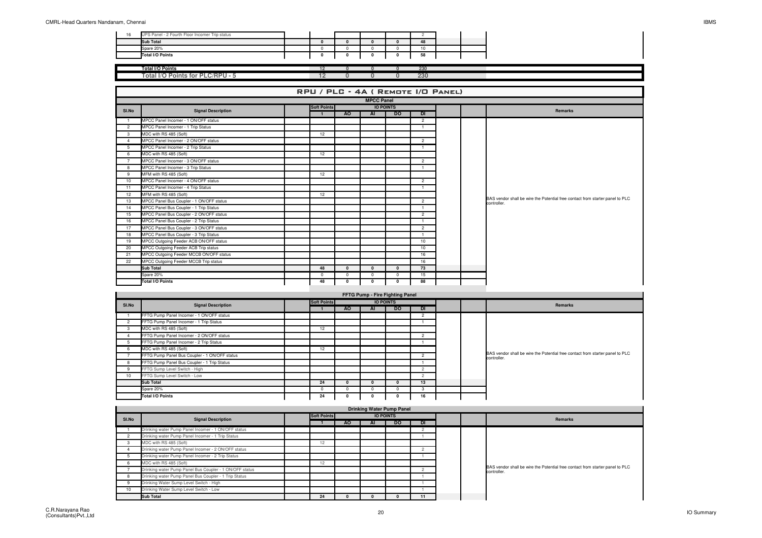| | | | | | | | |
|---|---|---|---|---|---|---|---|
| 16 | UPS Panel - 2 Fourth Floor Incomer Trip status | | | | | | 2 |
| | **Sub Total** | | **0** | **0** | **0** | **0** | **48** |
| | Spare 20% | | 0 | 0 | 0 | 0 | 10 |
| | **Total I/O Points** | | **0** | **0** | **0** | **0** | **58** |

| | | | | | |
|---|---|---|---|---|---|
| **Total I/O Points** | **12** | **0** | **0** | **0** | **230** |
| **Total I/O Points for PLC/RPU - 5** | **12** | **0** | **0** | **0** | **230** |

## RPU / PLC - 4A ( Remote I/O Panel)

### MPCC Panel

| Sl.No | Signal Description | | Soft Points | IO POINTS | | | | | | Remarks |
|---|---|---|---|---|---|---|---|---|---|---|
| | | | 1 | AO | AI | DO | DI | | | |
| 1 | MPCC Panel Incomer - 1 ON/OFF status | | | | | | 2 | | | BAS vendor shall be wire the Potential free contact from starter panel to PLC controller. |
| 2 | MPCC Panel Incomer - 1 Trip Status | | | | | | 1 | | | |
| 3 | MDC with RS 485 (Soft) | | 12 | | | | | | | |
| 4 | MPCC Panel Incomer - 2 ON/OFF status | | | | | | 2 | | | |
| 5 | MPCC Panel Incomer - 2 Trip Status | | | | | | 1 | | | |
| 6 | MDC with RS 485 (Soft) | | 12 | | | | | | | |
| 7 | MPCC Panel Incomer - 3 ON/OFF status | | | | | | 2 | | | |
| 8 | MPCC Panel Incomer - 3 Trip Status | | | | | | 1 | | | |
| 9 | MFM with RS 485 (Soft) | | 12 | | | | | | | |
| 10 | MPCC Panel Incomer - 4 ON/OFF status | | | | | | 2 | | | |
| 11 | MPCC Panel Incomer - 4 Trip Status | | | | | | 1 | | | |
| 12 | MFM with RS 485 (Soft) | | 12 | | | | | | | |
| 13 | MPCC Panel Bus Coupler - 1 ON/OFF status | | | | | | 2 | | | |
| 14 | MPCC Panel Bus Coupler - 1 Trip Status | | | | | | 1 | | | |
| 15 | MPCC Panel Bus Coupler - 2 ON/OFF status | | | | | | 2 | | | |
| 16 | MPCC Panel Bus Coupler - 2 Trip Status | | | | | | 1 | | | |
| 17 | MPCC Panel Bus Coupler - 3 ON/OFF status | | | | | | 2 | | | |
| 18 | MPCC Panel Bus Coupler - 3 Trip Status | | | | | | 1 | | | |
| 19 | MPCC Outgoing Feeder ACB ON/OFF status | | | | | | 10 | | | |
| 20 | MPCC Outgoing Feeder ACB Trip status | | | | | | 10 | | | |
| 21 | MPCC Outgoing Feeder MCCB ON/OFF status | | | | | | 16 | | | |
| 22 | MPCC Outgoing Feeder MCCB Trip status | | | | | | 16 | | | |
| | **Sub Total** | | **48** | **0** | **0** | **0** | **73** | | | |
| | Spare 20% | | 0 | 0 | 0 | 0 | 15 | | | |
| | **Total I/O Points** | | **48** | **0** | **0** | **0** | **88** | | | |

### FFTG Pump - Fire Fighting Panel

| Sl.No | Signal Description | | Soft Points | IO POINTS | | | | | | Remarks |
|---|---|---|---|---|---|---|---|---|---|---|
| | | | 1 | AO | AI | DO | DI | | | |
| 1 | FFTG Pump Panel Incomer - 1 ON/OFF status | | | | | | 2 | | | BAS vendor shall be wire the Potential free contact from starter panel to PLC controller. |
| 2 | FFTG Pump Panel Incomer - 1 Trip Status | | | | | | 1 | | | |
| 3 | MDC with RS 485 (Soft) | | 12 | | | | | | | |
| 4 | FFTG Pump Panel Incomer - 2 ON/OFF status | | | | | | 2 | | | |
| 5 | FFTG Pump Panel Incomer - 2 Trip Status | | | | | | 1 | | | |
| 6 | MDC with RS 485 (Soft) | | 12 | | | | | | | |
| 7 | FFTG Pump Panel Bus Coupler - 1 ON/OFF status | | | | | | 2 | | | |
| 8 | FFTG Pump Panel Bus Coupler - 1 Trip Status | | | | | | 1 | | | |
| 9 | FFTG Sump Level Switch - High | | | | | | 2 | | | |
| 10 | FFTG Sump Level Switch - Low | | | | | | 2 | | | |
| | **Sub Total** | | **24** | **0** | **0** | **0** | **13** | | | |
| | Spare 20% | | 0 | 0 | 0 | 0 | 3 | | | |
| | **Total I/O Points** | | **24** | **0** | **0** | **0** | **16** | | | |

### Drinking Water Pump Panel

| Sl.No | Signal Description | | Soft Points | IO POINTS | | | | | | Remarks |
|---|---|---|---|---|---|---|---|---|---|---|
| | | | 1 | AO | AI | DO | DI | | | |
| 1 | Drinking water Pump Panel Incomer - 1 ON/OFF status | | | | | | 2 | | | BAS vendor shall be wire the Potential free contact from starter panel to PLC controller. |
| 2 | Drinking water Pump Panel Incomer - 1 Trip Status | | | | | | 1 | | | |
| 3 | MDC with RS 485 (Soft) | | 12 | | | | | | | |
| 4 | Drinking water Pump Panel Incomer - 2 ON/OFF status | | | | | | 2 | | | |
| 5 | Drinking water Pump Panel Incomer - 2 Trip Status | | | | | | 1 | | | |
| 6 | MDC with RS 485 (Soft) | | 12 | | | | | | | |
| 7 | Drinking water Pump Panel Bus Coupler - 1 ON/OFF status | | | | | | 2 | | | |
| 8 | Drinking water Pump Panel Bus Coupler - 1 Trip Status | | | | | | 1 | | | |
| 9 | Drinking Water Sump Level Switch - High | | | | | | 1 | | | |
| 10 | Drinking Water Sump Level Switch - Low | | | | | | 1 | | | |
| | **Sub Total** | | **24** | **0** | **0** | **0** | **11** | | | |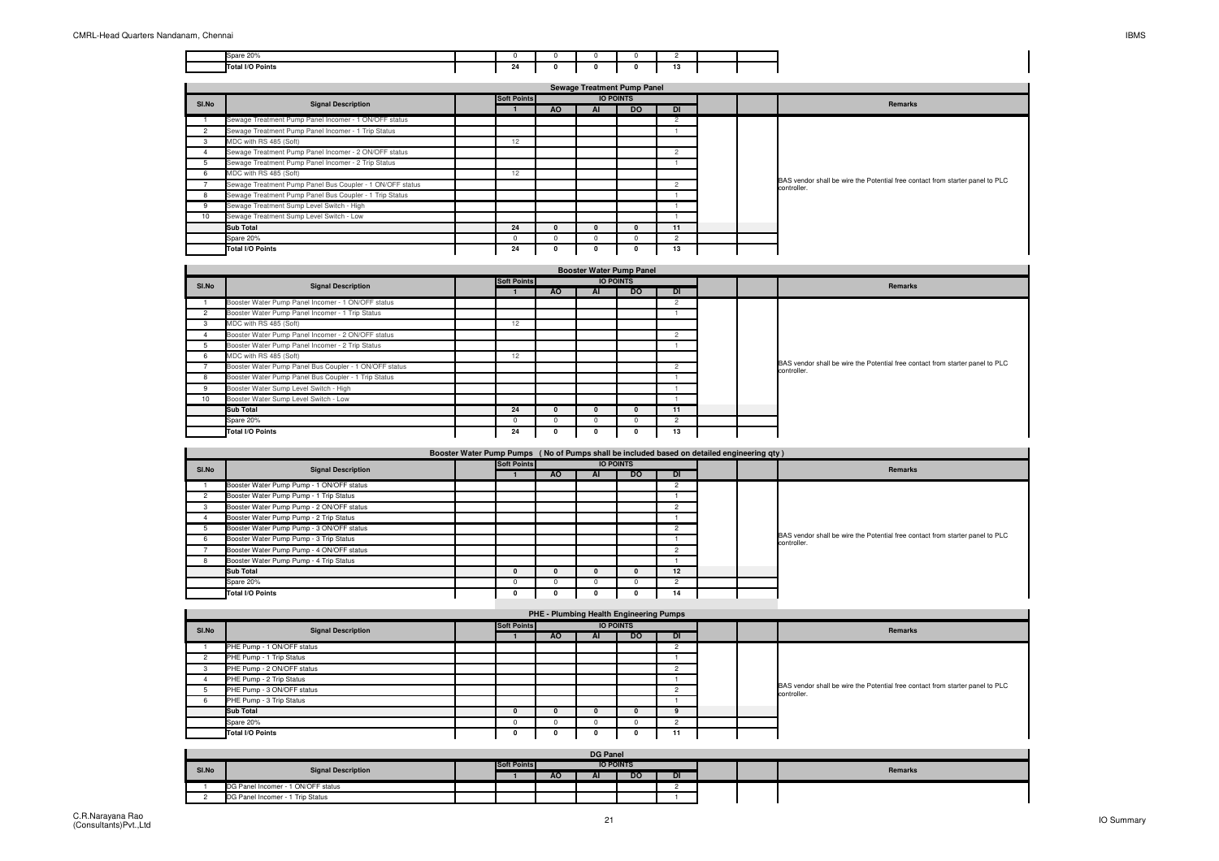| Sl.No | Signal Description | Soft Points | AO | AI | DO | DI | | | Remarks |
|---|---|---|---|---|---|---|---|---|---|
| | Spare 20% | 0 | 0 | 0 | 0 | 2 | | | |
| | Total I/O Points | 24 | 0 | 0 | 0 | 13 | | | |

## Sewage Treatment Pump Panel

| Sl.No | Signal Description | | Soft Points | IO POINTS | | | | | | Remarks |
|---|---|---|---|---|---|---|---|---|---|---|
| | | | 1 | AO | AI | DO | DI | | | |
| 1 | Sewage Treatment Pump Panel Incomer - 1 ON/OFF status | | | | | | 2 | | | BAS vendor shall be wire the Potential free contact from starter panel to PLC controller. |
| 2 | Sewage Treatment Pump Panel Incomer - 1 Trip Status | | | | | | 1 | | | |
| 3 | MDC with RS 485 (Soft) | | 12 | | | | | | | |
| 4 | Sewage Treatment Pump Panel Incomer - 2 ON/OFF status | | | | | | 2 | | | |
| 5 | Sewage Treatment Pump Panel Incomer - 2 Trip Status | | | | | | 1 | | | |
| 6 | MDC with RS 485 (Soft) | | 12 | | | | | | | |
| 7 | Sewage Treatment Pump Panel Bus Coupler - 1 ON/OFF status | | | | | | 2 | | | |
| 8 | Sewage Treatment Pump Panel Bus Coupler - 1 Trip Status | | | | | | 1 | | | |
| 9 | Sewage Treatment Sump Level Switch - High | | | | | | 1 | | | |
| 10 | Sewage Treatment Sump Level Switch - Low | | | | | | 1 | | | |
| | Sub Total | | 24 | 0 | 0 | 0 | 11 | | | |
| | Spare 20% | | 0 | 0 | 0 | 0 | 2 | | | |
| | Total I/O Points | | 24 | 0 | 0 | 0 | 13 | | | |

## Booster Water Pump Panel

| Sl.No | Signal Description | | Soft Points | IO POINTS | | | | | | Remarks |
|---|---|---|---|---|---|---|---|---|---|---|
| | | | 1 | AO | AI | DO | DI | | | |
| 1 | Booster Water Pump Panel Incomer - 1 ON/OFF status | | | | | | 2 | | | BAS vendor shall be wire the Potential free contact from starter panel to PLC controller. |
| 2 | Booster Water Pump Panel Incomer - 1 Trip Status | | | | | | 1 | | | |
| 3 | MDC with RS 485 (Soft) | | 12 | | | | | | | |
| 4 | Booster Water Pump Panel Incomer - 2 ON/OFF status | | | | | | 2 | | | |
| 5 | Booster Water Pump Panel Incomer - 2 Trip Status | | | | | | 1 | | | |
| 6 | MDC with RS 485 (Soft) | | 12 | | | | | | | |
| 7 | Booster Water Pump Panel Bus Coupler - 1 ON/OFF status | | | | | | 2 | | | |
| 8 | Booster Water Pump Panel Bus Coupler - 1 Trip Status | | | | | | 1 | | | |
| 9 | Booster Water Sump Level Switch - High | | | | | | 1 | | | |
| 10 | Booster Water Sump Level Switch - Low | | | | | | 1 | | | |
| | Sub Total | | 24 | 0 | 0 | 0 | 11 | | | |
| | Spare 20% | | 0 | 0 | 0 | 0 | 2 | | | |
| | Total I/O Points | | 24 | 0 | 0 | 0 | 13 | | | |

## Booster Water Pump Pumps ( No of Pumps shall be included based on detailed engineering qty )

| Sl.No | Signal Description | | Soft Points | IO POINTS | | | | | | Remarks |
|---|---|---|---|---|---|---|---|---|---|---|
| | | | 1 | AO | AI | DO | DI | | | |
| 1 | Booster Water Pump Pump - 1 ON/OFF status | | | | | | 2 | | | BAS vendor shall be wire the Potential free contact from starter panel to PLC controller. |
| 2 | Booster Water Pump Pump - 1 Trip Status | | | | | | 1 | | | |
| 3 | Booster Water Pump Pump - 2 ON/OFF status | | | | | | 2 | | | |
| 4 | Booster Water Pump Pump - 2 Trip Status | | | | | | 1 | | | |
| 5 | Booster Water Pump Pump - 3 ON/OFF status | | | | | | 2 | | | |
| 6 | Booster Water Pump Pump - 3 Trip Status | | | | | | 1 | | | |
| 7 | Booster Water Pump Pump - 4 ON/OFF status | | | | | | 2 | | | |
| 8 | Booster Water Pump Pump - 4 Trip Status | | | | | | 1 | | | |
| | Sub Total | | 0 | 0 | 0 | 0 | 12 | | | |
| | Spare 20% | | 0 | 0 | 0 | 0 | 2 | | | |
| | Total I/O Points | | 0 | 0 | 0 | 0 | 14 | | | |

## PHE - Plumbing Health Engineering Pumps

| Sl.No | Signal Description | | Soft Points | IO POINTS | | | | | | Remarks |
|---|---|---|---|---|---|---|---|---|---|---|
| | | | 1 | AO | AI | DO | DI | | | |
| 1 | PHE Pump - 1 ON/OFF status | | | | | | 2 | | | BAS vendor shall be wire the Potential free contact from starter panel to PLC controller. |
| 2 | PHE Pump - 1 Trip Status | | | | | | 1 | | | |
| 3 | PHE Pump - 2 ON/OFF status | | | | | | 2 | | | |
| 4 | PHE Pump - 2 Trip Status | | | | | | 1 | | | |
| 5 | PHE Pump - 3 ON/OFF status | | | | | | 2 | | | |
| 6 | PHE Pump - 3 Trip Status | | | | | | 1 | | | |
| | Sub Total | | 0 | 0 | 0 | 0 | 9 | | | |
| | Spare 20% | | 0 | 0 | 0 | 0 | 2 | | | |
| | Total I/O Points | | 0 | 0 | 0 | 0 | 11 | | | |

## DG Panel

| Sl.No | Signal Description | | Soft Points | IO POINTS | | | | | | Remarks |
|---|---|---|---|---|---|---|---|---|---|---|
| | | | 1 | AO | AI | DO | DI | | | |
| 1 | DG Panel Incomer - 1 ON/OFF status | | | | | | 2 | | | |
| 2 | DG Panel Incomer - 1 Trip Status | | | | | | 1 | | | |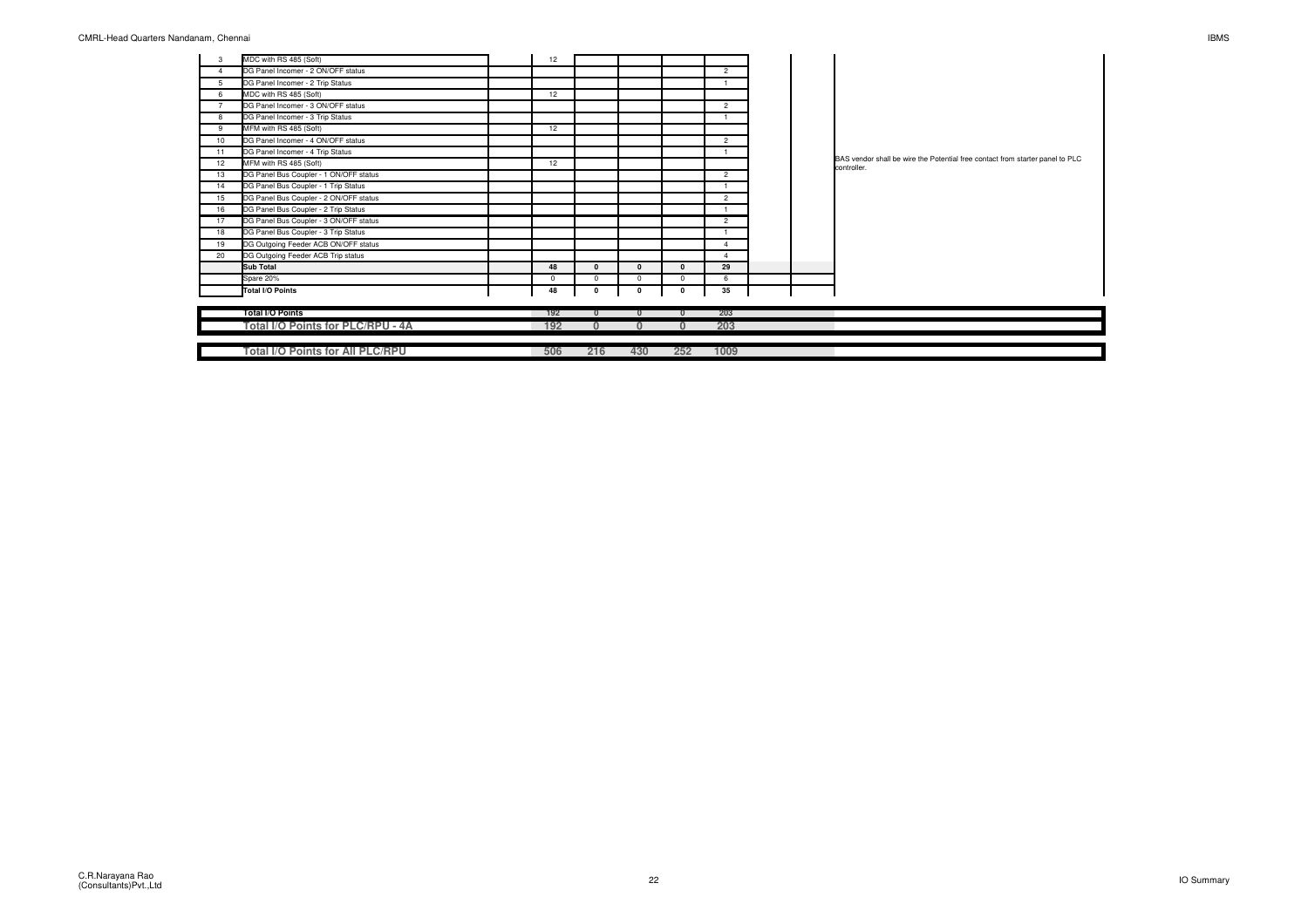| | | | | | | | | | |
|---|---|---|---|---|---|---|---|---|---|
| 3 | MDC with RS 485 (Soft) | 12 | | | | | | | |
| 4 | DG Panel Incomer - 2 ON/OFF status | | | | | 2 | | | |
| 5 | DG Panel Incomer - 2 Trip Status | | | | | 1 | | | |
| 6 | MDC with RS 485 (Soft) | 12 | | | | | | | |
| 7 | DG Panel Incomer - 3 ON/OFF status | | | | | 2 | | | |
| 8 | DG Panel Incomer - 3 Trip Status | | | | | 1 | | | |
| 9 | MFM with RS 485 (Soft) | 12 | | | | | | | |
| 10 | DG Panel Incomer - 4 ON/OFF status | | | | | 2 | | | |
| 11 | DG Panel Incomer - 4 Trip Status | | | | | 1 | | | BAS vendor shall be wire the Potential free contact from starter panel to PLC controller. |
| 12 | MFM with RS 485 (Soft) | 12 | | | | | | | |
| 13 | DG Panel Bus Coupler - 1 ON/OFF status | | | | | 2 | | | |
| 14 | DG Panel Bus Coupler - 1 Trip Status | | | | | 1 | | | |
| 15 | DG Panel Bus Coupler - 2 ON/OFF status | | | | | 2 | | | |
| 16 | DG Panel Bus Coupler - 2 Trip Status | | | | | 1 | | | |
| 17 | DG Panel Bus Coupler - 3 ON/OFF status | | | | | 2 | | | |
| 18 | DG Panel Bus Coupler - 3 Trip Status | | | | | 1 | | | |
| 19 | DG Outgoing Feeder ACB ON/OFF status | | | | | 4 | | | |
| 20 | DG Outgoing Feeder ACB Trip status | | | | | 4 | | | |
| | **Sub Total** | **48** | **0** | **0** | **0** | **29** | | | |
| | Spare 20% | 0 | 0 | 0 | 0 | 6 | | | |
| | **Total I/O Points** | **48** | **0** | **0** | **0** | **35** | | | |
| | **Total I/O Points** | **192** | **0** | **0** | **0** | **203** | | | |
| | **Total I/O Points for PLC/RPU - 4A** | **192** | **0** | **0** | **0** | **203** | | | |
| | **Total I/O Points for All PLC/RPU** | **506** | **216** | **430** | **252** | **1009** | | | |